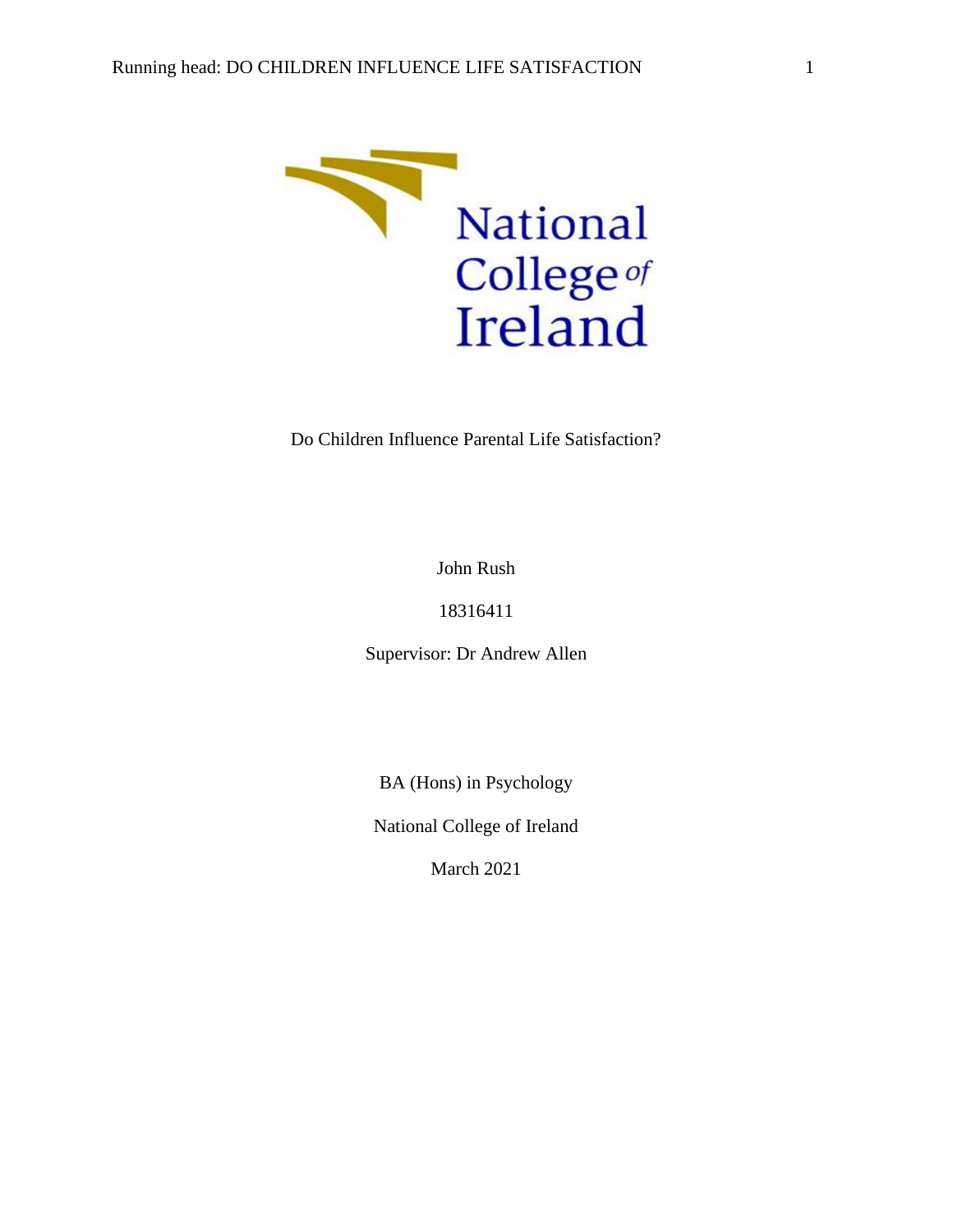National College of Ireland

Do Children Influence Parental Life Satisfaction?

John Rush

18316411

Supervisor: Dr Andrew Allen

BA (Hons) in Psychology

National College of Ireland

March 2021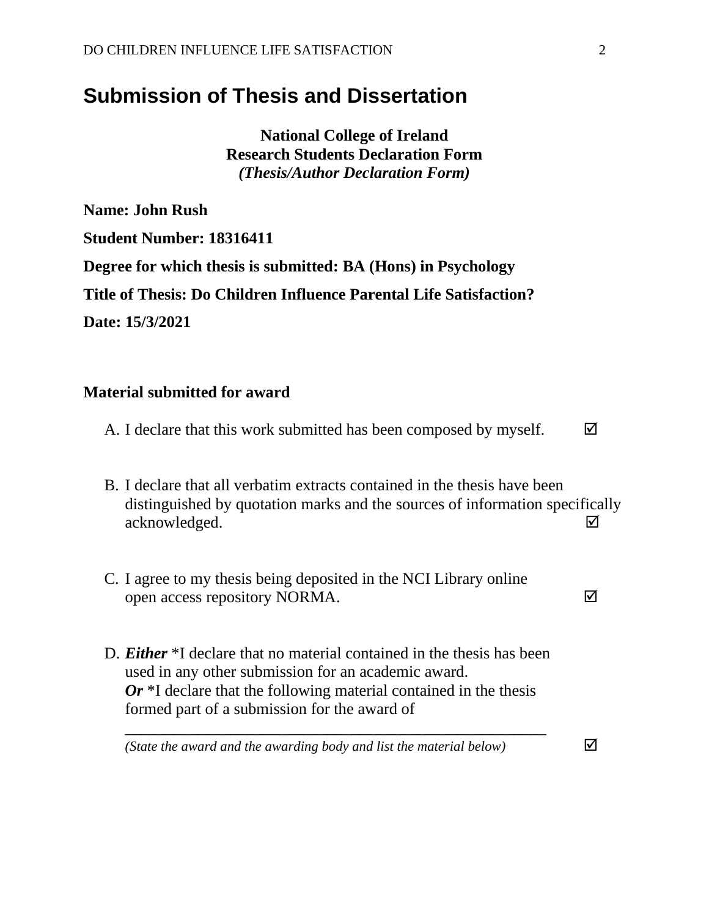# Submission of Thesis and Dissertation

**National College of Ireland**
**Research Students Declaration Form**
***(Thesis/Author Declaration Form)***

**Name: John Rush**

**Student Number: 18316411**

**Degree for which thesis is submitted: BA (Hons) in Psychology**

**Title of Thesis: Do Children Influence Parental Life Satisfaction?**

**Date: 15/3/2021**

**Material submitted for award**

A. I declare that this work submitted has been composed by myself. ☑

B. I declare that all verbatim extracts contained in the thesis have been distinguished by quotation marks and the sources of information specifically acknowledged. ☑

C. I agree to my thesis being deposited in the NCI Library online open access repository NORMA. ☑

D. ***Either*** *I declare that no material contained in the thesis has been used in any other submission for an academic award.
***Or*** *I declare that the following material contained in the thesis formed part of a submission for the award of
\_\_\_\_\_\_\_\_\_\_\_\_\_\_\_\_\_\_\_\_\_\_\_\_\_\_\_\_\_\_\_\_\_\_\_\_\_\_\_\_\_\_\_\_\_\_\_\_\_\_\_\_
*(State the award and the awarding body and list the material below)* ☑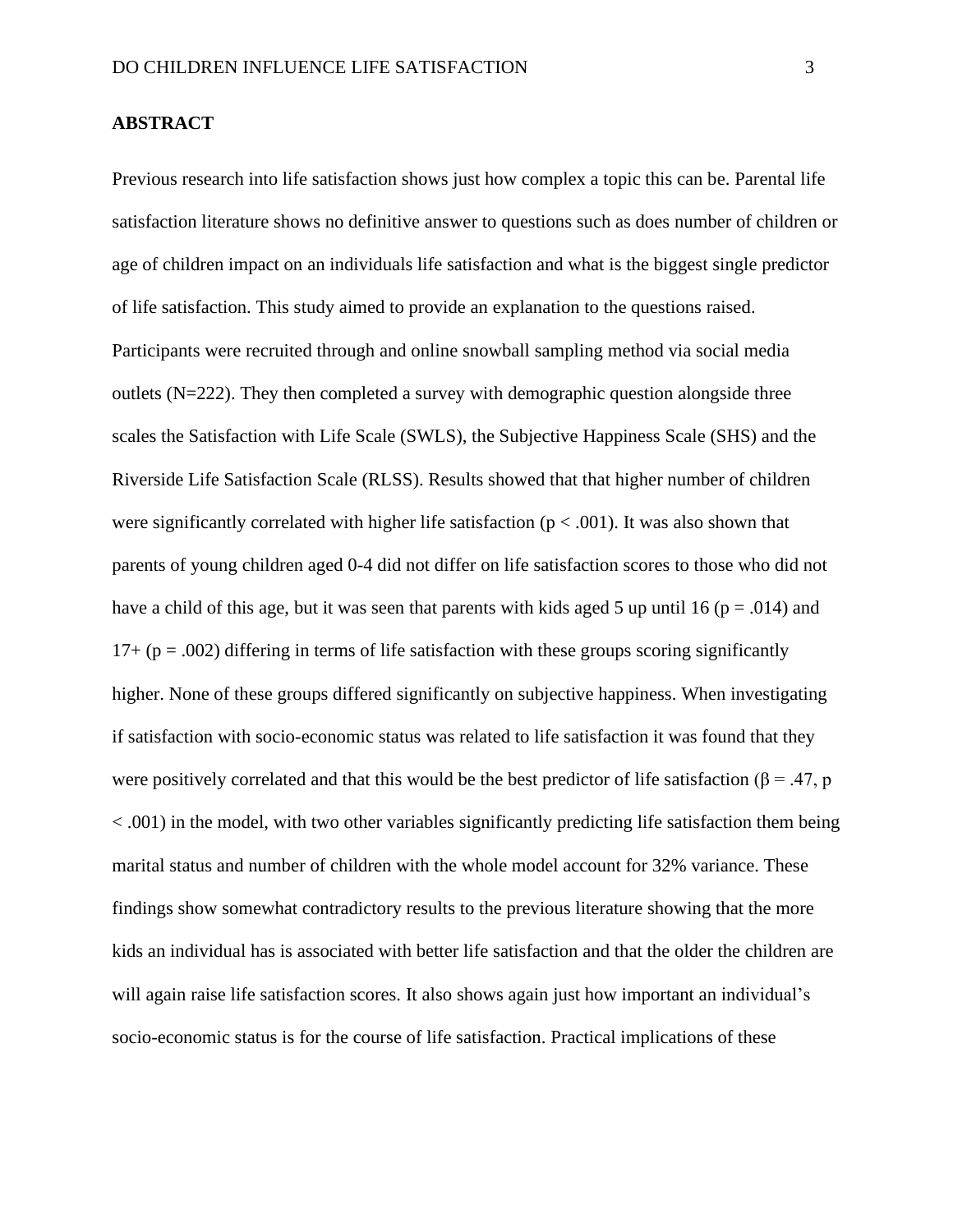**ABSTRACT**

Previous research into life satisfaction shows just how complex a topic this can be. Parental life satisfaction literature shows no definitive answer to questions such as does number of children or age of children impact on an individuals life satisfaction and what is the biggest single predictor of life satisfaction. This study aimed to provide an explanation to the questions raised. Participants were recruited through and online snowball sampling method via social media outlets (N=222). They then completed a survey with demographic question alongside three scales the Satisfaction with Life Scale (SWLS), the Subjective Happiness Scale (SHS) and the Riverside Life Satisfaction Scale (RLSS). Results showed that that higher number of children were significantly correlated with higher life satisfaction ($p < .001$). It was also shown that parents of young children aged 0-4 did not differ on life satisfaction scores to those who did not have a child of this age, but it was seen that parents with kids aged 5 up until 16 ($p = .014$) and 17+ ($p = .002$) differing in terms of life satisfaction with these groups scoring significantly higher. None of these groups differed significantly on subjective happiness. When investigating if satisfaction with socio-economic status was related to life satisfaction it was found that they were positively correlated and that this would be the best predictor of life satisfaction ($\beta = .47$, $p < .001$) in the model, with two other variables significantly predicting life satisfaction them being marital status and number of children with the whole model account for 32% variance. These findings show somewhat contradictory results to the previous literature showing that the more kids an individual has is associated with better life satisfaction and that the older the children are will again raise life satisfaction scores. It also shows again just how important an individual's socio-economic status is for the course of life satisfaction. Practical implications of these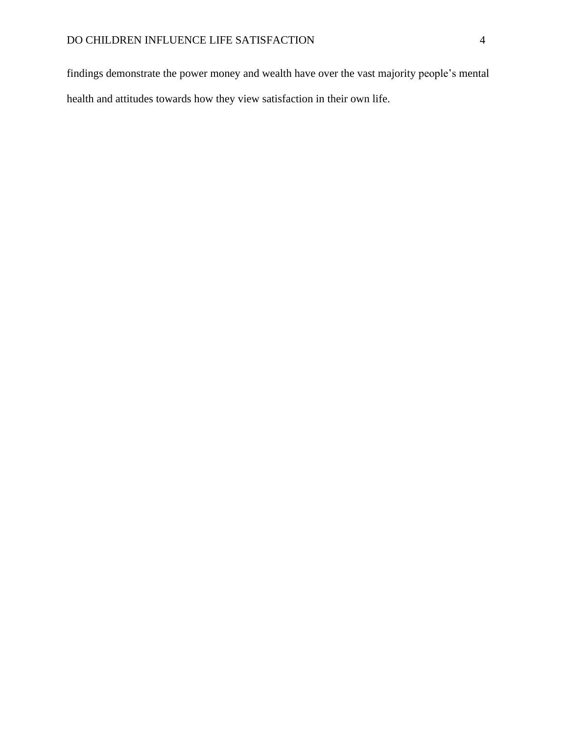findings demonstrate the power money and wealth have over the vast majority people's mental health and attitudes towards how they view satisfaction in their own life.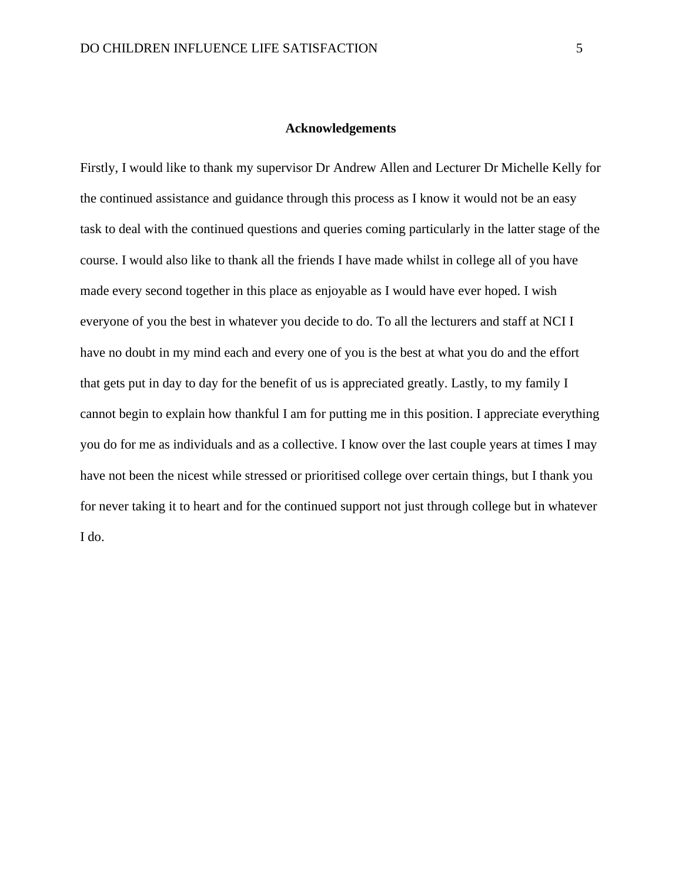## Acknowledgements

Firstly, I would like to thank my supervisor Dr Andrew Allen and Lecturer Dr Michelle Kelly for the continued assistance and guidance through this process as I know it would not be an easy task to deal with the continued questions and queries coming particularly in the latter stage of the course. I would also like to thank all the friends I have made whilst in college all of you have made every second together in this place as enjoyable as I would have ever hoped. I wish everyone of you the best in whatever you decide to do. To all the lecturers and staff at NCI I have no doubt in my mind each and every one of you is the best at what you do and the effort that gets put in day to day for the benefit of us is appreciated greatly. Lastly, to my family I cannot begin to explain how thankful I am for putting me in this position. I appreciate everything you do for me as individuals and as a collective. I know over the last couple years at times I may have not been the nicest while stressed or prioritised college over certain things, but I thank you for never taking it to heart and for the continued support not just through college but in whatever I do.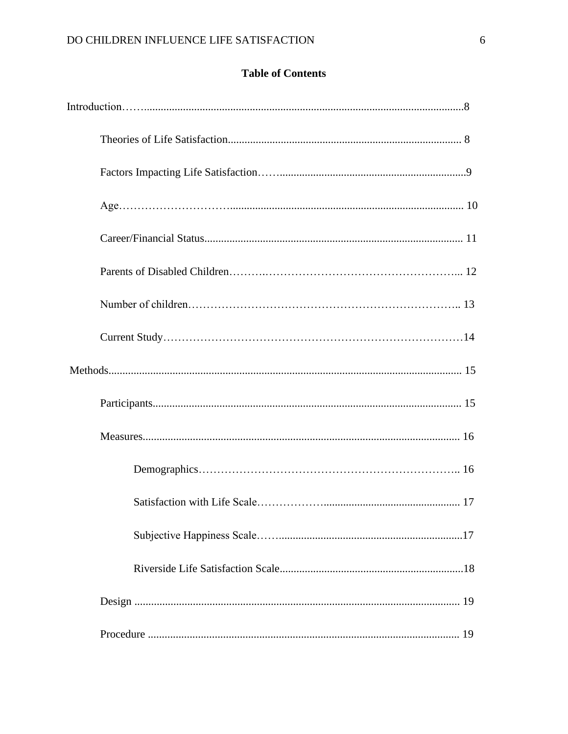**Table of Contents**

Introduction……....................................................................................................................8

Theories of Life Satisfaction................................................................................... 8

Factors Impacting Life Satisfaction……..................................................................9

Age………………………................................................................................... 10

Career/Financial Status........................................................................................... 11

Parents of Disabled Children……….…………………………………………….... 12

Number of children…………………………………………………………….. 13

Current Study………………………………………………………………………14

Methods............................................................................................................................ 15

Participants............................................................................................................ 15

Measures................................................................................................................ 16

Demographics…………………………………………………………….. 16

Satisfaction with Life Scale………………................................................ 17

Subjective Happiness Scale……..................................................................17

Riverside Life Satisfaction Scale..................................................................18

Design .................................................................................................................... 19

Procedure ............................................................................................................... 19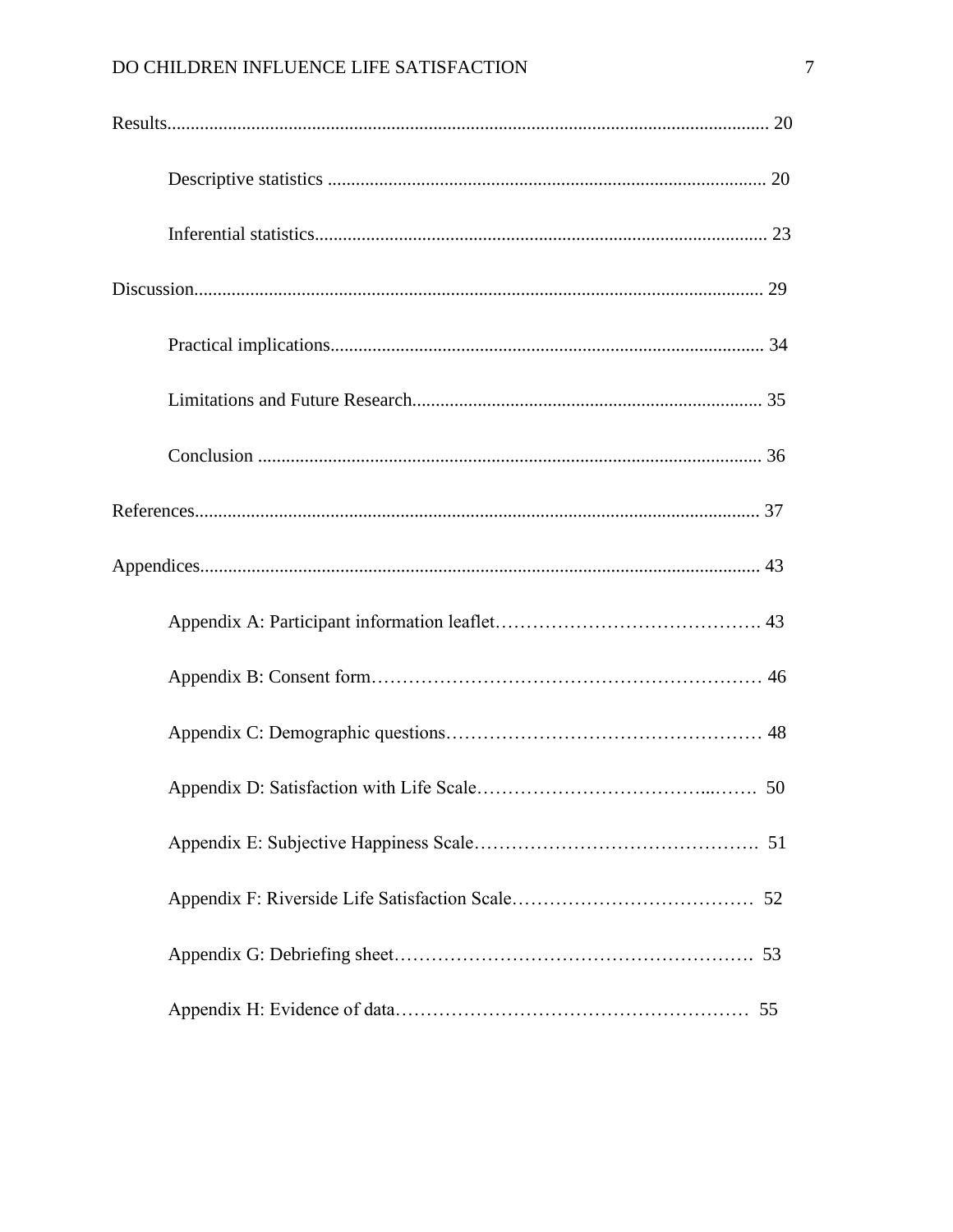Results................................................................................................................................ 20

Descriptive statistics ............................................................................................. 20

Inferential statistics................................................................................................ 23

Discussion......................................................................................................................... 29

Practical implications............................................................................................ 34

Limitations and Future Research.......................................................................... 35

Conclusion ........................................................................................................... 36

References......................................................................................................................... 37

Appendices....................................................................................................................... 43

Appendix A: Participant information leaflet……………………………………. 43

Appendix B: Consent form……………………………………………………… 46

Appendix C: Demographic questions…………………………………………… 48

Appendix D: Satisfaction with Life Scale………………………………...……. 50

Appendix E: Subjective Happiness Scale………………………………………. 51

Appendix F: Riverside Life Satisfaction Scale………………………………… 52

Appendix G: Debriefing sheet…………………………………………………. 53

Appendix H: Evidence of data………………………………………………… 55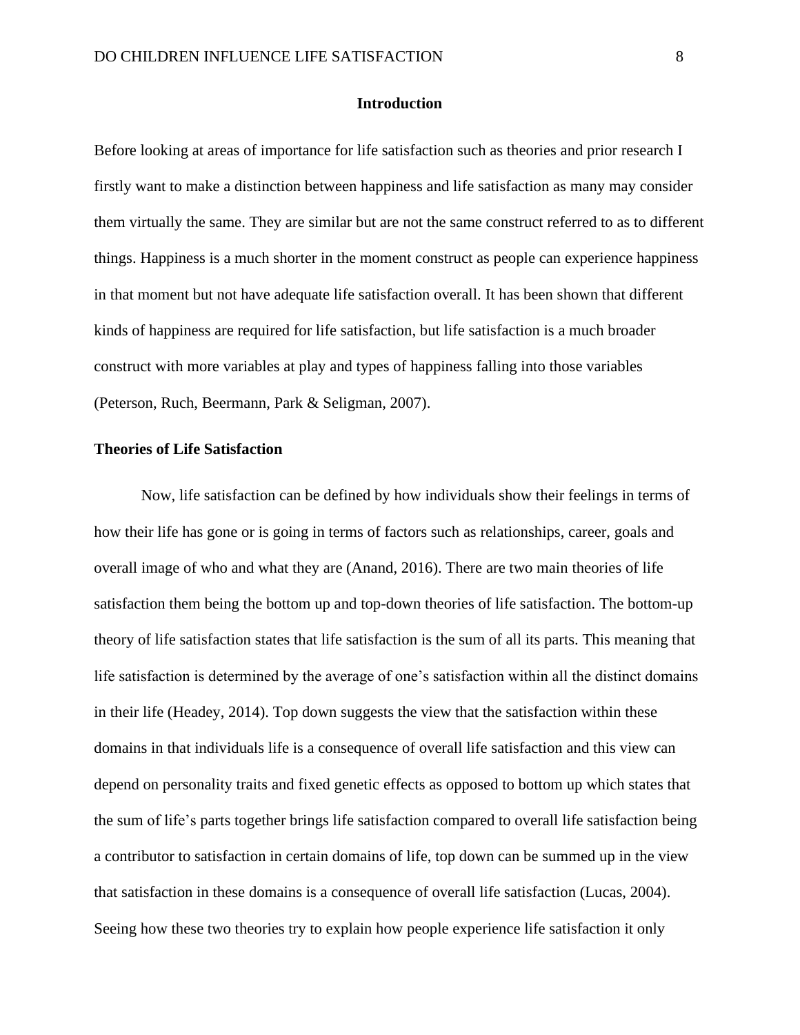## Introduction

Before looking at areas of importance for life satisfaction such as theories and prior research I firstly want to make a distinction between happiness and life satisfaction as many may consider them virtually the same. They are similar but are not the same construct referred to as to different things. Happiness is a much shorter in the moment construct as people can experience happiness in that moment but not have adequate life satisfaction overall. It has been shown that different kinds of happiness are required for life satisfaction, but life satisfaction is a much broader construct with more variables at play and types of happiness falling into those variables (Peterson, Ruch, Beermann, Park & Seligman, 2007).

### Theories of Life Satisfaction

Now, life satisfaction can be defined by how individuals show their feelings in terms of how their life has gone or is going in terms of factors such as relationships, career, goals and overall image of who and what they are (Anand, 2016). There are two main theories of life satisfaction them being the bottom up and top-down theories of life satisfaction. The bottom-up theory of life satisfaction states that life satisfaction is the sum of all its parts. This meaning that life satisfaction is determined by the average of one's satisfaction within all the distinct domains in their life (Headey, 2014). Top down suggests the view that the satisfaction within these domains in that individuals life is a consequence of overall life satisfaction and this view can depend on personality traits and fixed genetic effects as opposed to bottom up which states that the sum of life's parts together brings life satisfaction compared to overall life satisfaction being a contributor to satisfaction in certain domains of life, top down can be summed up in the view that satisfaction in these domains is a consequence of overall life satisfaction (Lucas, 2004). Seeing how these two theories try to explain how people experience life satisfaction it only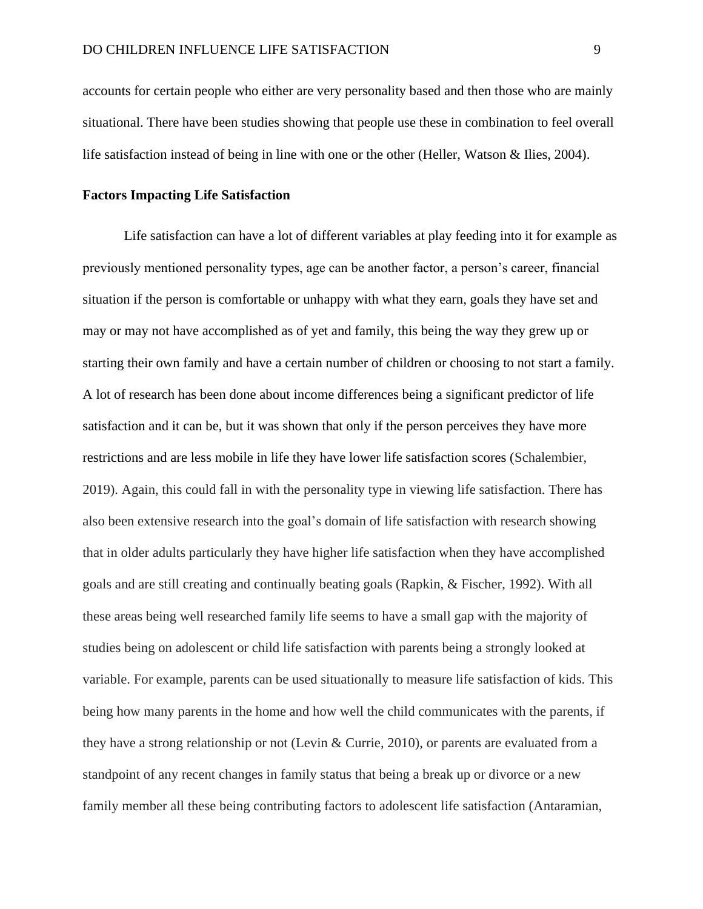accounts for certain people who either are very personality based and then those who are mainly situational. There have been studies showing that people use these in combination to feel overall life satisfaction instead of being in line with one or the other (Heller, Watson & Ilies, 2004).

**Factors Impacting Life Satisfaction**

Life satisfaction can have a lot of different variables at play feeding into it for example as previously mentioned personality types, age can be another factor, a person's career, financial situation if the person is comfortable or unhappy with what they earn, goals they have set and may or may not have accomplished as of yet and family, this being the way they grew up or starting their own family and have a certain number of children or choosing to not start a family. A lot of research has been done about income differences being a significant predictor of life satisfaction and it can be, but it was shown that only if the person perceives they have more restrictions and are less mobile in life they have lower life satisfaction scores (Schalembier, 2019). Again, this could fall in with the personality type in viewing life satisfaction. There has also been extensive research into the goal's domain of life satisfaction with research showing that in older adults particularly they have higher life satisfaction when they have accomplished goals and are still creating and continually beating goals (Rapkin, & Fischer, 1992). With all these areas being well researched family life seems to have a small gap with the majority of studies being on adolescent or child life satisfaction with parents being a strongly looked at variable. For example, parents can be used situationally to measure life satisfaction of kids. This being how many parents in the home and how well the child communicates with the parents, if they have a strong relationship or not (Levin & Currie, 2010), or parents are evaluated from a standpoint of any recent changes in family status that being a break up or divorce or a new family member all these being contributing factors to adolescent life satisfaction (Antaramian,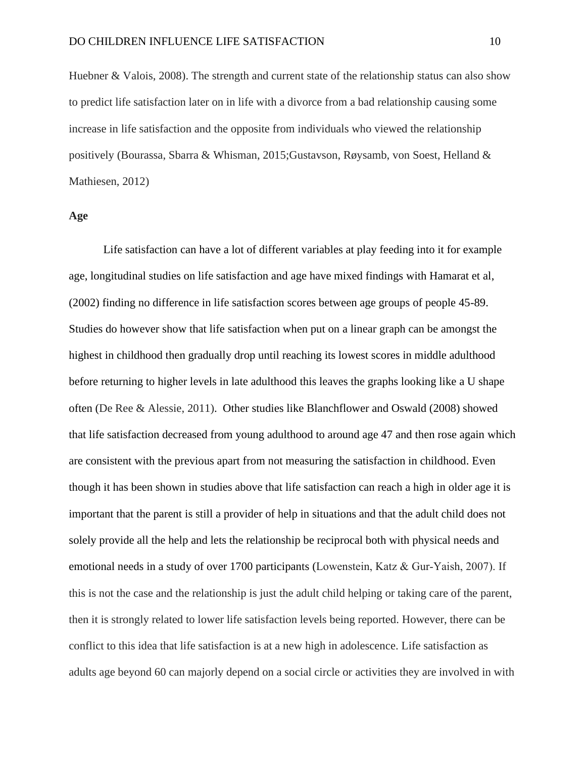Huebner & Valois, 2008). The strength and current state of the relationship status can also show to predict life satisfaction later on in life with a divorce from a bad relationship causing some increase in life satisfaction and the opposite from individuals who viewed the relationship positively (Bourassa, Sbarra & Whisman, 2015;Gustavson, Røysamb, von Soest, Helland & Mathiesen, 2012)

**Age**

Life satisfaction can have a lot of different variables at play feeding into it for example age, longitudinal studies on life satisfaction and age have mixed findings with Hamarat et al, (2002) finding no difference in life satisfaction scores between age groups of people 45-89. Studies do however show that life satisfaction when put on a linear graph can be amongst the highest in childhood then gradually drop until reaching its lowest scores in middle adulthood before returning to higher levels in late adulthood this leaves the graphs looking like a U shape often (De Ree & Alessie, 2011). Other studies like Blanchflower and Oswald (2008) showed that life satisfaction decreased from young adulthood to around age 47 and then rose again which are consistent with the previous apart from not measuring the satisfaction in childhood. Even though it has been shown in studies above that life satisfaction can reach a high in older age it is important that the parent is still a provider of help in situations and that the adult child does not solely provide all the help and lets the relationship be reciprocal both with physical needs and emotional needs in a study of over 1700 participants (Lowenstein, Katz & Gur-Yaish, 2007). If this is not the case and the relationship is just the adult child helping or taking care of the parent, then it is strongly related to lower life satisfaction levels being reported. However, there can be conflict to this idea that life satisfaction is at a new high in adolescence. Life satisfaction as adults age beyond 60 can majorly depend on a social circle or activities they are involved in with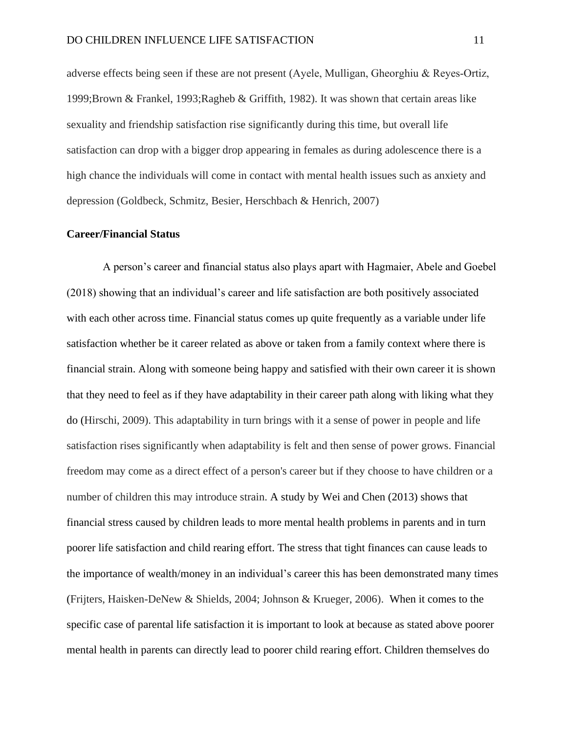adverse effects being seen if these are not present (Ayele, Mulligan, Gheorghiu & Reyes-Ortiz, 1999;Brown & Frankel, 1993;Ragheb & Griffith, 1982). It was shown that certain areas like sexuality and friendship satisfaction rise significantly during this time, but overall life satisfaction can drop with a bigger drop appearing in females as during adolescence there is a high chance the individuals will come in contact with mental health issues such as anxiety and depression (Goldbeck, Schmitz, Besier, Herschbach & Henrich, 2007)

**Career/Financial Status**

A person's career and financial status also plays apart with Hagmaier, Abele and Goebel (2018) showing that an individual's career and life satisfaction are both positively associated with each other across time. Financial status comes up quite frequently as a variable under life satisfaction whether be it career related as above or taken from a family context where there is financial strain. Along with someone being happy and satisfied with their own career it is shown that they need to feel as if they have adaptability in their career path along with liking what they do (Hirschi, 2009). This adaptability in turn brings with it a sense of power in people and life satisfaction rises significantly when adaptability is felt and then sense of power grows. Financial freedom may come as a direct effect of a person's career but if they choose to have children or a number of children this may introduce strain. A study by Wei and Chen (2013) shows that financial stress caused by children leads to more mental health problems in parents and in turn poorer life satisfaction and child rearing effort. The stress that tight finances can cause leads to the importance of wealth/money in an individual's career this has been demonstrated many times (Frijters, Haisken-DeNew & Shields, 2004; Johnson & Krueger, 2006). When it comes to the specific case of parental life satisfaction it is important to look at because as stated above poorer mental health in parents can directly lead to poorer child rearing effort. Children themselves do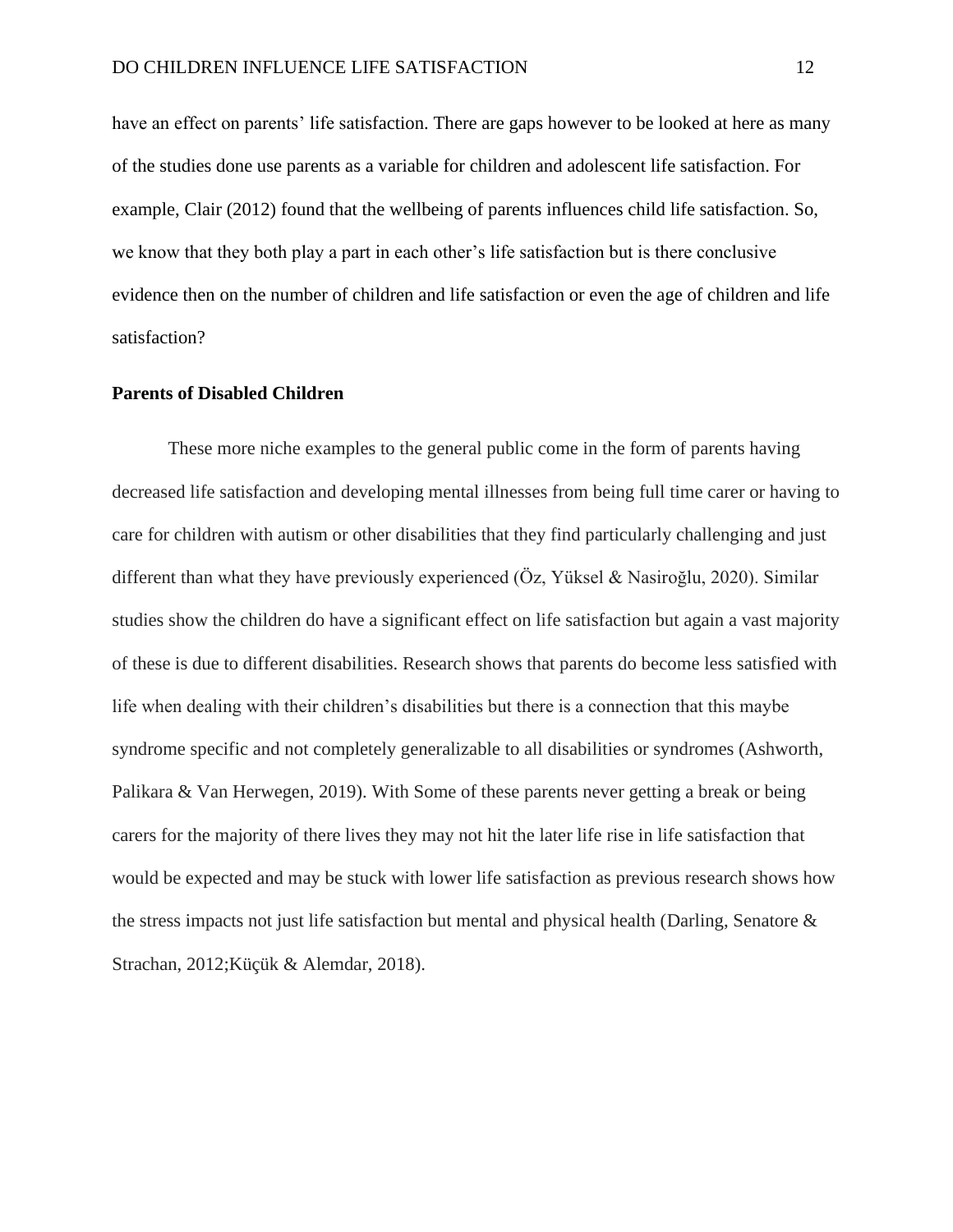have an effect on parents' life satisfaction. There are gaps however to be looked at here as many of the studies done use parents as a variable for children and adolescent life satisfaction. For example, Clair (2012) found that the wellbeing of parents influences child life satisfaction. So, we know that they both play a part in each other's life satisfaction but is there conclusive evidence then on the number of children and life satisfaction or even the age of children and life satisfaction?

**Parents of Disabled Children**

These more niche examples to the general public come in the form of parents having decreased life satisfaction and developing mental illnesses from being full time carer or having to care for children with autism or other disabilities that they find particularly challenging and just different than what they have previously experienced (Öz, Yüksel & Nasiroğlu, 2020). Similar studies show the children do have a significant effect on life satisfaction but again a vast majority of these is due to different disabilities. Research shows that parents do become less satisfied with life when dealing with their children's disabilities but there is a connection that this maybe syndrome specific and not completely generalizable to all disabilities or syndromes (Ashworth, Palikara & Van Herwegen, 2019). With Some of these parents never getting a break or being carers for the majority of there lives they may not hit the later life rise in life satisfaction that would be expected and may be stuck with lower life satisfaction as previous research shows how the stress impacts not just life satisfaction but mental and physical health (Darling, Senatore & Strachan, 2012;Küçük & Alemdar, 2018).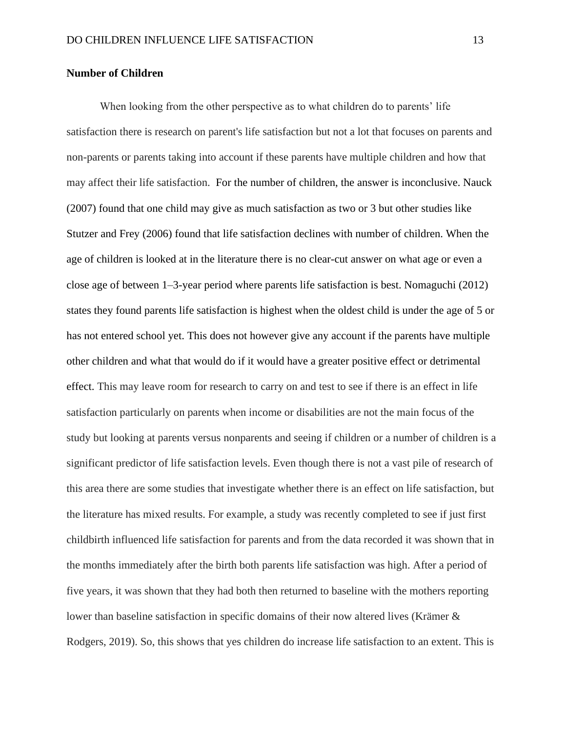**Number of Children**

When looking from the other perspective as to what children do to parents' life satisfaction there is research on parent's life satisfaction but not a lot that focuses on parents and non-parents or parents taking into account if these parents have multiple children and how that may affect their life satisfaction. For the number of children, the answer is inconclusive. Nauck (2007) found that one child may give as much satisfaction as two or 3 but other studies like Stutzer and Frey (2006) found that life satisfaction declines with number of children. When the age of children is looked at in the literature there is no clear-cut answer on what age or even a close age of between 1–3-year period where parents life satisfaction is best. Nomaguchi (2012) states they found parents life satisfaction is highest when the oldest child is under the age of 5 or has not entered school yet. This does not however give any account if the parents have multiple other children and what that would do if it would have a greater positive effect or detrimental effect. This may leave room for research to carry on and test to see if there is an effect in life satisfaction particularly on parents when income or disabilities are not the main focus of the study but looking at parents versus nonparents and seeing if children or a number of children is a significant predictor of life satisfaction levels. Even though there is not a vast pile of research of this area there are some studies that investigate whether there is an effect on life satisfaction, but the literature has mixed results. For example, a study was recently completed to see if just first childbirth influenced life satisfaction for parents and from the data recorded it was shown that in the months immediately after the birth both parents life satisfaction was high. After a period of five years, it was shown that they had both then returned to baseline with the mothers reporting lower than baseline satisfaction in specific domains of their now altered lives (Krämer & Rodgers, 2019). So, this shows that yes children do increase life satisfaction to an extent. This is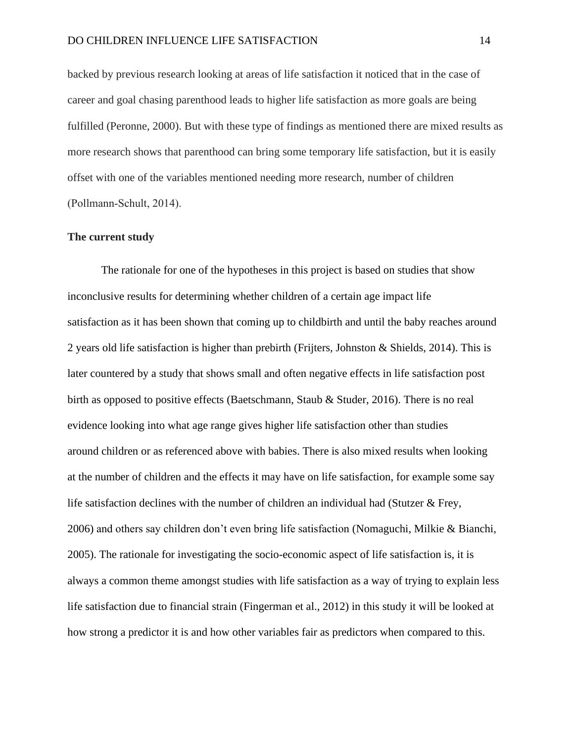backed by previous research looking at areas of life satisfaction it noticed that in the case of career and goal chasing parenthood leads to higher life satisfaction as more goals are being fulfilled (Peronne, 2000). But with these type of findings as mentioned there are mixed results as more research shows that parenthood can bring some temporary life satisfaction, but it is easily offset with one of the variables mentioned needing more research, number of children (Pollmann-Schult, 2014).

**The current study**

The rationale for one of the hypotheses in this project is based on studies that show inconclusive results for determining whether children of a certain age impact life satisfaction as it has been shown that coming up to childbirth and until the baby reaches around 2 years old life satisfaction is higher than prebirth (Frijters, Johnston & Shields, 2014). This is later countered by a study that shows small and often negative effects in life satisfaction post birth as opposed to positive effects (Baetschmann, Staub & Studer, 2016). There is no real evidence looking into what age range gives higher life satisfaction other than studies around children or as referenced above with babies. There is also mixed results when looking at the number of children and the effects it may have on life satisfaction, for example some say life satisfaction declines with the number of children an individual had (Stutzer & Frey, 2006) and others say children don't even bring life satisfaction (Nomaguchi, Milkie & Bianchi, 2005). The rationale for investigating the socio-economic aspect of life satisfaction is, it is always a common theme amongst studies with life satisfaction as a way of trying to explain less life satisfaction due to financial strain (Fingerman et al., 2012) in this study it will be looked at how strong a predictor it is and how other variables fair as predictors when compared to this.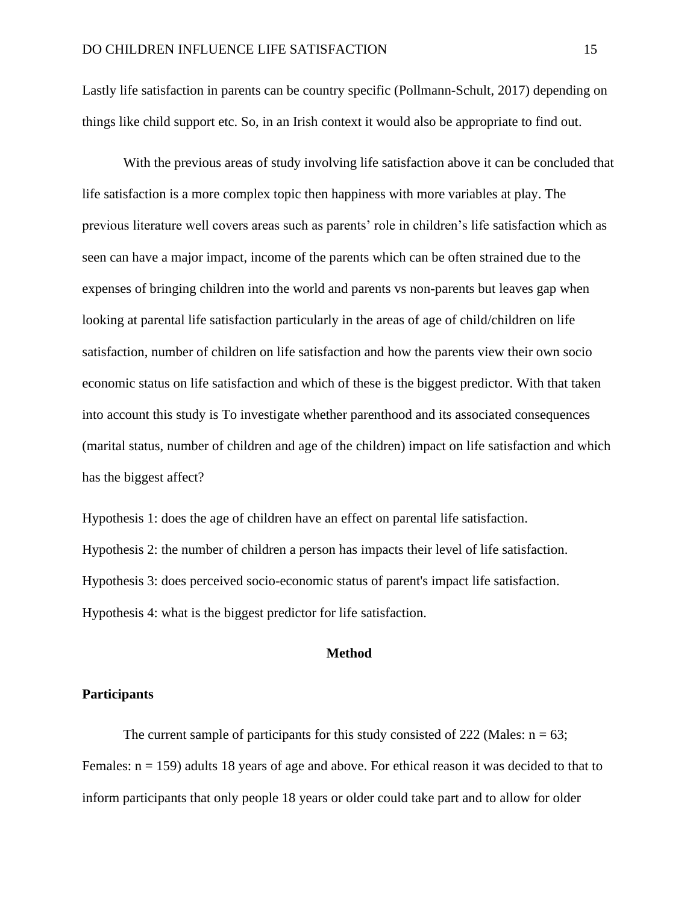Lastly life satisfaction in parents can be country specific (Pollmann-Schult, 2017) depending on things like child support etc. So, in an Irish context it would also be appropriate to find out.

With the previous areas of study involving life satisfaction above it can be concluded that life satisfaction is a more complex topic then happiness with more variables at play. The previous literature well covers areas such as parents' role in children's life satisfaction which as seen can have a major impact, income of the parents which can be often strained due to the expenses of bringing children into the world and parents vs non-parents but leaves gap when looking at parental life satisfaction particularly in the areas of age of child/children on life satisfaction, number of children on life satisfaction and how the parents view their own socio economic status on life satisfaction and which of these is the biggest predictor. With that taken into account this study is To investigate whether parenthood and its associated consequences (marital status, number of children and age of the children) impact on life satisfaction and which has the biggest affect?

Hypothesis 1: does the age of children have an effect on parental life satisfaction.
Hypothesis 2: the number of children a person has impacts their level of life satisfaction.
Hypothesis 3: does perceived socio-economic status of parent's impact life satisfaction.
Hypothesis 4: what is the biggest predictor for life satisfaction.

# Method

## Participants

The current sample of participants for this study consisted of 222 (Males: n = 63; Females: n = 159) adults 18 years of age and above. For ethical reason it was decided to that to inform participants that only people 18 years or older could take part and to allow for older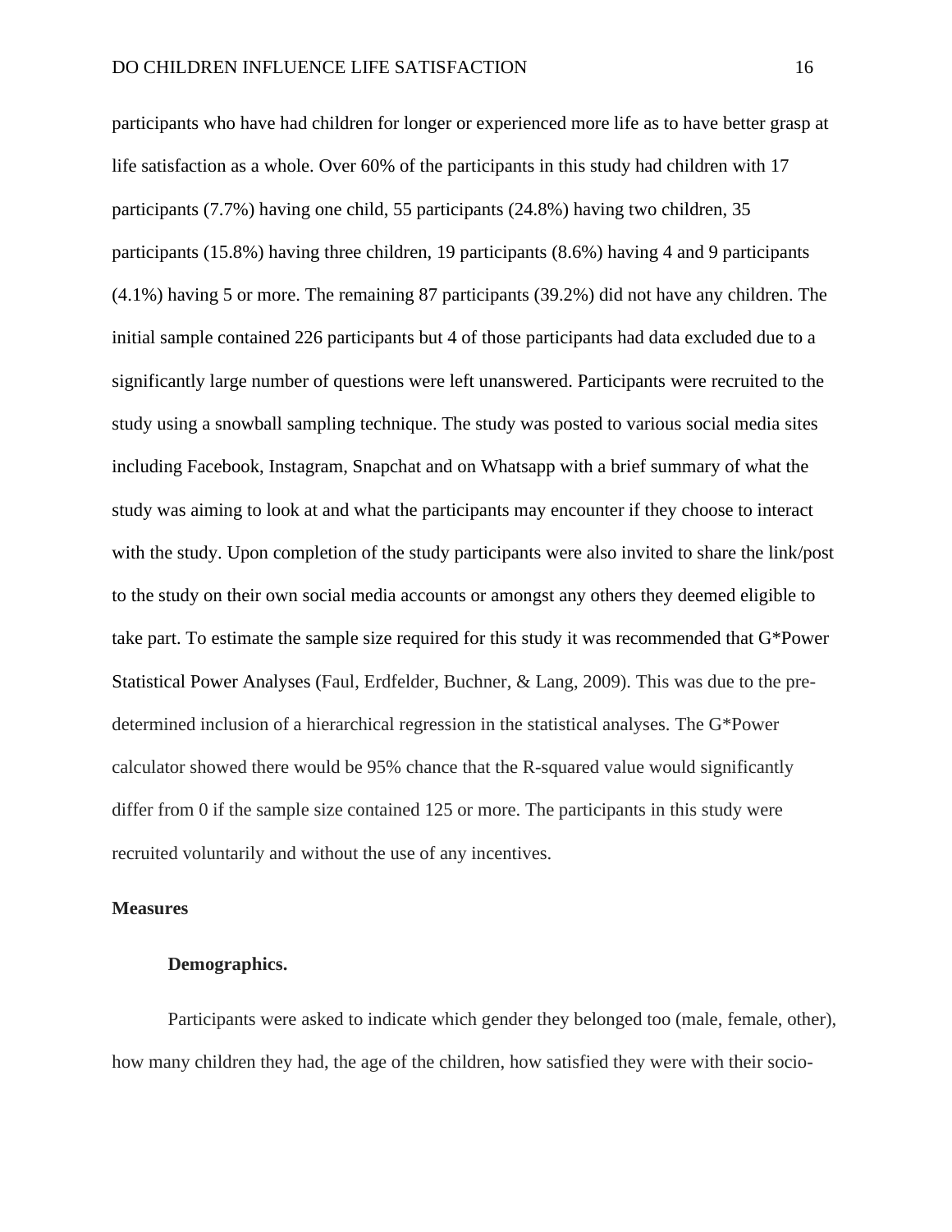participants who have had children for longer or experienced more life as to have better grasp at life satisfaction as a whole. Over 60% of the participants in this study had children with 17 participants (7.7%) having one child, 55 participants (24.8%) having two children, 35 participants (15.8%) having three children, 19 participants (8.6%) having 4 and 9 participants (4.1%) having 5 or more. The remaining 87 participants (39.2%) did not have any children. The initial sample contained 226 participants but 4 of those participants had data excluded due to a significantly large number of questions were left unanswered. Participants were recruited to the study using a snowball sampling technique. The study was posted to various social media sites including Facebook, Instagram, Snapchat and on Whatsapp with a brief summary of what the study was aiming to look at and what the participants may encounter if they choose to interact with the study. Upon completion of the study participants were also invited to share the link/post to the study on their own social media accounts or amongst any others they deemed eligible to take part. To estimate the sample size required for this study it was recommended that G*Power Statistical Power Analyses (Faul, Erdfelder, Buchner, & Lang, 2009). This was due to the pre-determined inclusion of a hierarchical regression in the statistical analyses. The G*Power calculator showed there would be 95% chance that the R-squared value would significantly differ from 0 if the sample size contained 125 or more. The participants in this study were recruited voluntarily and without the use of any incentives.

## Measures

### Demographics.

Participants were asked to indicate which gender they belonged too (male, female, other), how many children they had, the age of the children, how satisfied they were with their socio-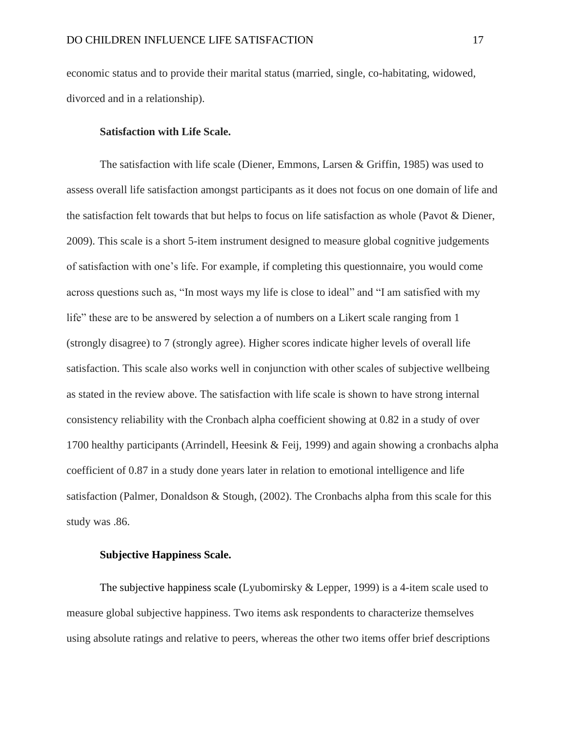economic status and to provide their marital status (married, single, co-habitating, widowed, divorced and in a relationship).

**Satisfaction with Life Scale.**

The satisfaction with life scale (Diener, Emmons, Larsen & Griffin, 1985) was used to assess overall life satisfaction amongst participants as it does not focus on one domain of life and the satisfaction felt towards that but helps to focus on life satisfaction as whole (Pavot & Diener, 2009). This scale is a short 5-item instrument designed to measure global cognitive judgements of satisfaction with one's life. For example, if completing this questionnaire, you would come across questions such as, "In most ways my life is close to ideal" and "I am satisfied with my life" these are to be answered by selection a of numbers on a Likert scale ranging from 1 (strongly disagree) to 7 (strongly agree). Higher scores indicate higher levels of overall life satisfaction. This scale also works well in conjunction with other scales of subjective wellbeing as stated in the review above. The satisfaction with life scale is shown to have strong internal consistency reliability with the Cronbach alpha coefficient showing at 0.82 in a study of over 1700 healthy participants (Arrindell, Heesink & Feij, 1999) and again showing a cronbachs alpha coefficient of 0.87 in a study done years later in relation to emotional intelligence and life satisfaction (Palmer, Donaldson & Stough, (2002). The Cronbachs alpha from this scale for this study was .86.

**Subjective Happiness Scale.**

The subjective happiness scale (Lyubomirsky & Lepper, 1999) is a 4-item scale used to measure global subjective happiness. Two items ask respondents to characterize themselves using absolute ratings and relative to peers, whereas the other two items offer brief descriptions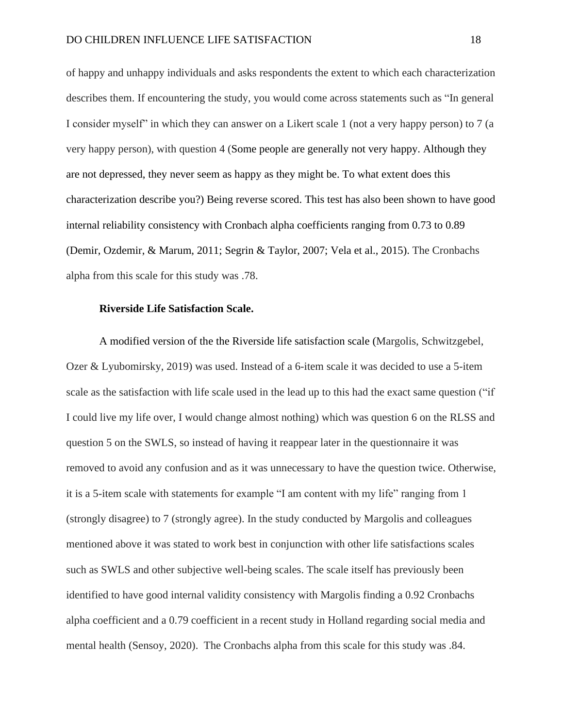of happy and unhappy individuals and asks respondents the extent to which each characterization describes them. If encountering the study, you would come across statements such as "In general I consider myself" in which they can answer on a Likert scale 1 (not a very happy person) to 7 (a very happy person), with question 4 (Some people are generally not very happy. Although they are not depressed, they never seem as happy as they might be. To what extent does this characterization describe you?) Being reverse scored. This test has also been shown to have good internal reliability consistency with Cronbach alpha coefficients ranging from 0.73 to 0.89 (Demir, Ozdemir, & Marum, 2011; Segrin & Taylor, 2007; Vela et al., 2015). The Cronbachs alpha from this scale for this study was .78.

**Riverside Life Satisfaction Scale.**

A modified version of the the Riverside life satisfaction scale (Margolis, Schwitzgebel, Ozer & Lyubomirsky, 2019) was used. Instead of a 6-item scale it was decided to use a 5-item scale as the satisfaction with life scale used in the lead up to this had the exact same question ("if I could live my life over, I would change almost nothing) which was question 6 on the RLSS and question 5 on the SWLS, so instead of having it reappear later in the questionnaire it was removed to avoid any confusion and as it was unnecessary to have the question twice. Otherwise, it is a 5-item scale with statements for example "I am content with my life" ranging from 1 (strongly disagree) to 7 (strongly agree). In the study conducted by Margolis and colleagues mentioned above it was stated to work best in conjunction with other life satisfactions scales such as SWLS and other subjective well-being scales. The scale itself has previously been identified to have good internal validity consistency with Margolis finding a 0.92 Cronbachs alpha coefficient and a 0.79 coefficient in a recent study in Holland regarding social media and mental health (Sensoy, 2020). The Cronbachs alpha from this scale for this study was .84.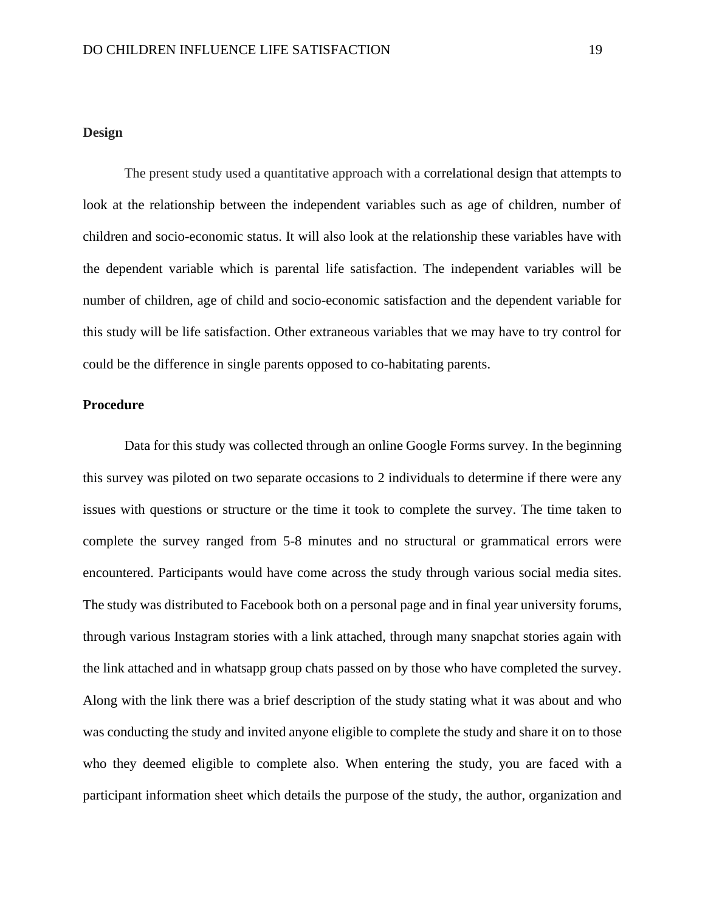**Design**

The present study used a quantitative approach with a correlational design that attempts to look at the relationship between the independent variables such as age of children, number of children and socio-economic status. It will also look at the relationship these variables have with the dependent variable which is parental life satisfaction. The independent variables will be number of children, age of child and socio-economic satisfaction and the dependent variable for this study will be life satisfaction. Other extraneous variables that we may have to try control for could be the difference in single parents opposed to co-habitating parents.

**Procedure**

Data for this study was collected through an online Google Forms survey. In the beginning this survey was piloted on two separate occasions to 2 individuals to determine if there were any issues with questions or structure or the time it took to complete the survey. The time taken to complete the survey ranged from 5-8 minutes and no structural or grammatical errors were encountered. Participants would have come across the study through various social media sites. The study was distributed to Facebook both on a personal page and in final year university forums, through various Instagram stories with a link attached, through many snapchat stories again with the link attached and in whatsapp group chats passed on by those who have completed the survey. Along with the link there was a brief description of the study stating what it was about and who was conducting the study and invited anyone eligible to complete the study and share it on to those who they deemed eligible to complete also. When entering the study, you are faced with a participant information sheet which details the purpose of the study, the author, organization and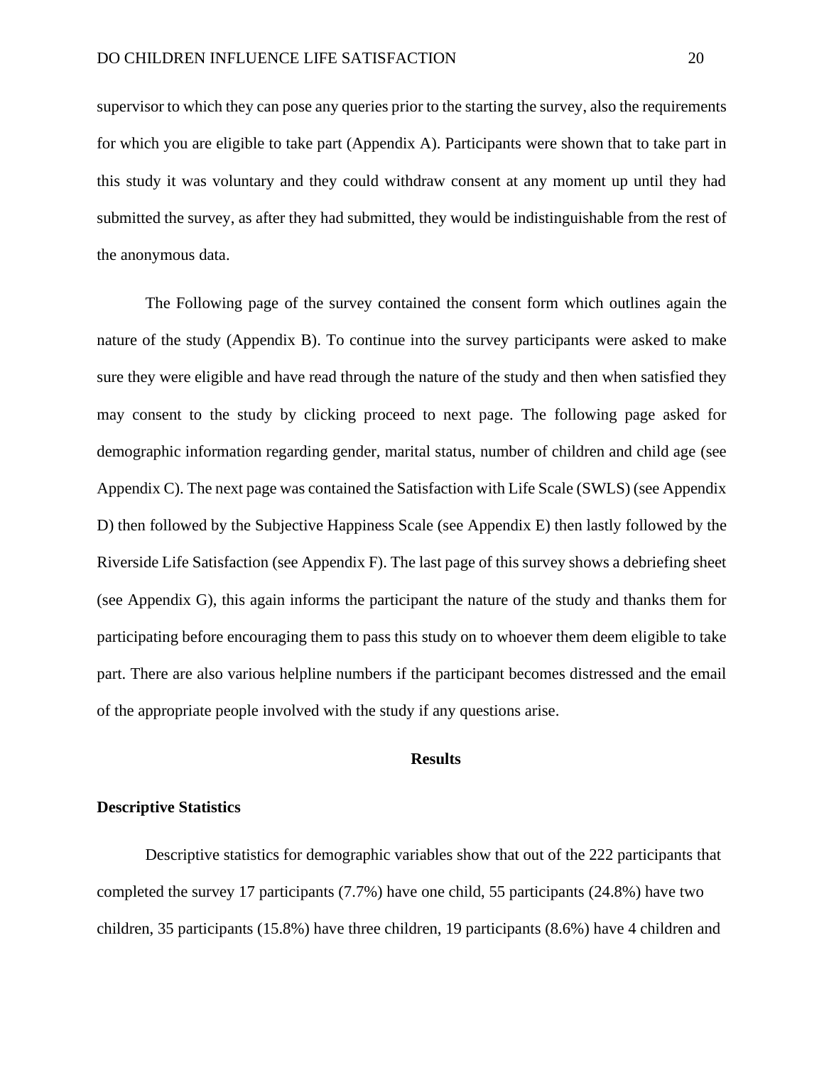supervisor to which they can pose any queries prior to the starting the survey, also the requirements for which you are eligible to take part (Appendix A). Participants were shown that to take part in this study it was voluntary and they could withdraw consent at any moment up until they had submitted the survey, as after they had submitted, they would be indistinguishable from the rest of the anonymous data.

The Following page of the survey contained the consent form which outlines again the nature of the study (Appendix B). To continue into the survey participants were asked to make sure they were eligible and have read through the nature of the study and then when satisfied they may consent to the study by clicking proceed to next page. The following page asked for demographic information regarding gender, marital status, number of children and child age (see Appendix C). The next page was contained the Satisfaction with Life Scale (SWLS) (see Appendix D) then followed by the Subjective Happiness Scale (see Appendix E) then lastly followed by the Riverside Life Satisfaction (see Appendix F). The last page of this survey shows a debriefing sheet (see Appendix G), this again informs the participant the nature of the study and thanks them for participating before encouraging them to pass this study on to whoever them deem eligible to take part. There are also various helpline numbers if the participant becomes distressed and the email of the appropriate people involved with the study if any questions arise.

## Results

### Descriptive Statistics

Descriptive statistics for demographic variables show that out of the 222 participants that completed the survey 17 participants (7.7%) have one child, 55 participants (24.8%) have two children, 35 participants (15.8%) have three children, 19 participants (8.6%) have 4 children and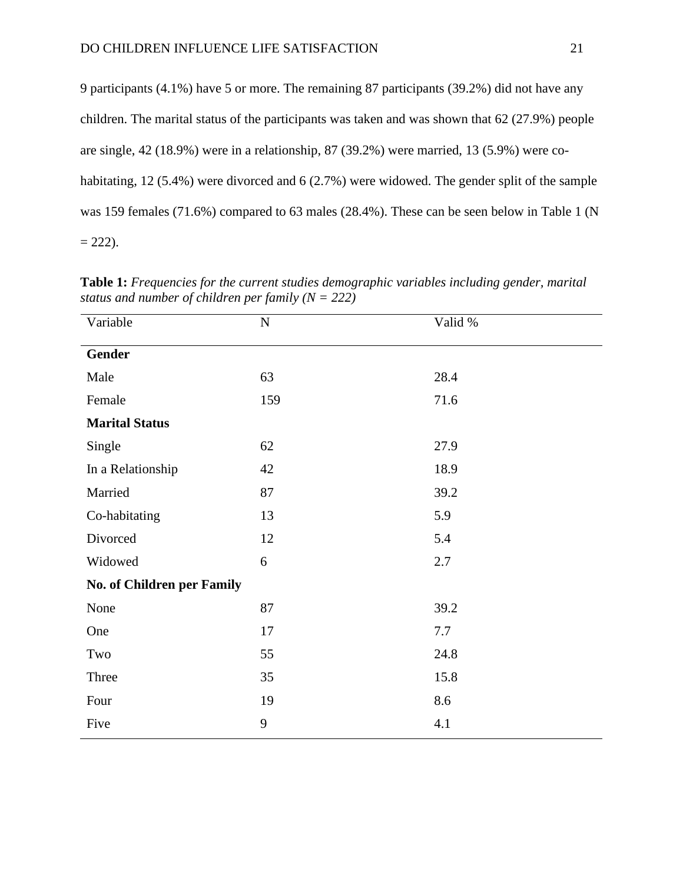9 participants (4.1%) have 5 or more. The remaining 87 participants (39.2%) did not have any children. The marital status of the participants was taken and was shown that 62 (27.9%) people are single, 42 (18.9%) were in a relationship, 87 (39.2%) were married, 13 (5.9%) were co-habitating, 12 (5.4%) were divorced and 6 (2.7%) were widowed. The gender split of the sample was 159 females (71.6%) compared to 63 males (28.4%). These can be seen below in Table 1 (N = 222).

**Table 1:** *Frequencies for the current studies demographic variables including gender, marital status and number of children per family (N = 222)*

| Variable | N | Valid % |
|---|---|---|
| **Gender** | | |
| Male | 63 | 28.4 |
| Female | 159 | 71.6 |
| **Marital Status** | | |
| Single | 62 | 27.9 |
| In a Relationship | 42 | 18.9 |
| Married | 87 | 39.2 |
| Co-habitating | 13 | 5.9 |
| Divorced | 12 | 5.4 |
| Widowed | 6 | 2.7 |
| **No. of Children per Family** | | |
| None | 87 | 39.2 |
| One | 17 | 7.7 |
| Two | 55 | 24.8 |
| Three | 35 | 15.8 |
| Four | 19 | 8.6 |
| Five | 9 | 4.1 |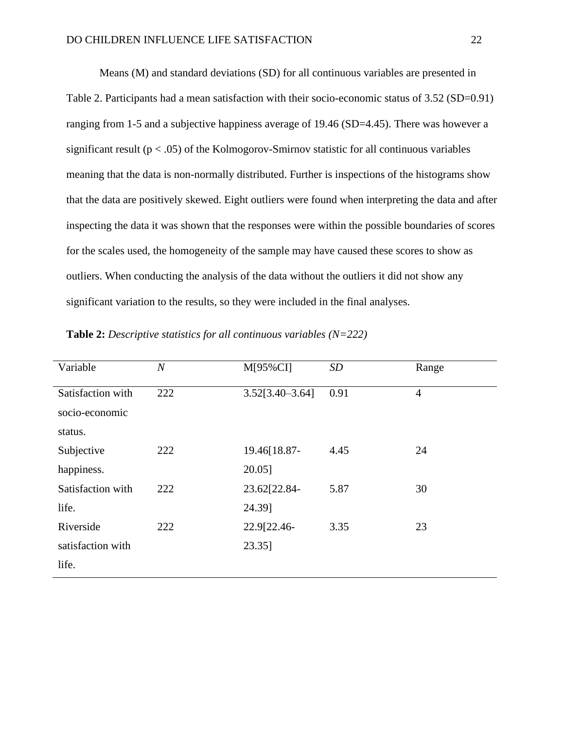Means (M) and standard deviations (SD) for all continuous variables are presented in Table 2. Participants had a mean satisfaction with their socio-economic status of 3.52 (SD=0.91) ranging from 1-5 and a subjective happiness average of 19.46 (SD=4.45). There was however a significant result ($p < .05$) of the Kolmogorov-Smirnov statistic for all continuous variables meaning that the data is non-normally distributed. Further is inspections of the histograms show that the data are positively skewed. Eight outliers were found when interpreting the data and after inspecting the data it was shown that the responses were within the possible boundaries of scores for the scales used, the homogeneity of the sample may have caused these scores to show as outliers. When conducting the analysis of the data without the outliers it did not show any significant variation to the results, so they were included in the final analyses.

**Table 2:** *Descriptive statistics for all continuous variables (N=222)*

| Variable | *N* | M[95%CI] | *SD* | Range |
|---|---|---|---|---|
| Satisfaction with socio-economic status. | 222 | 3.52[3.40–3.64] | 0.91 | 4 |
| Subjective happiness. | 222 | 19.46[18.87-20.05] | 4.45 | 24 |
| Satisfaction with life. | 222 | 23.62[22.84-24.39] | 5.87 | 30 |
| Riverside satisfaction with life. | 222 | 22.9[22.46-23.35] | 3.35 | 23 |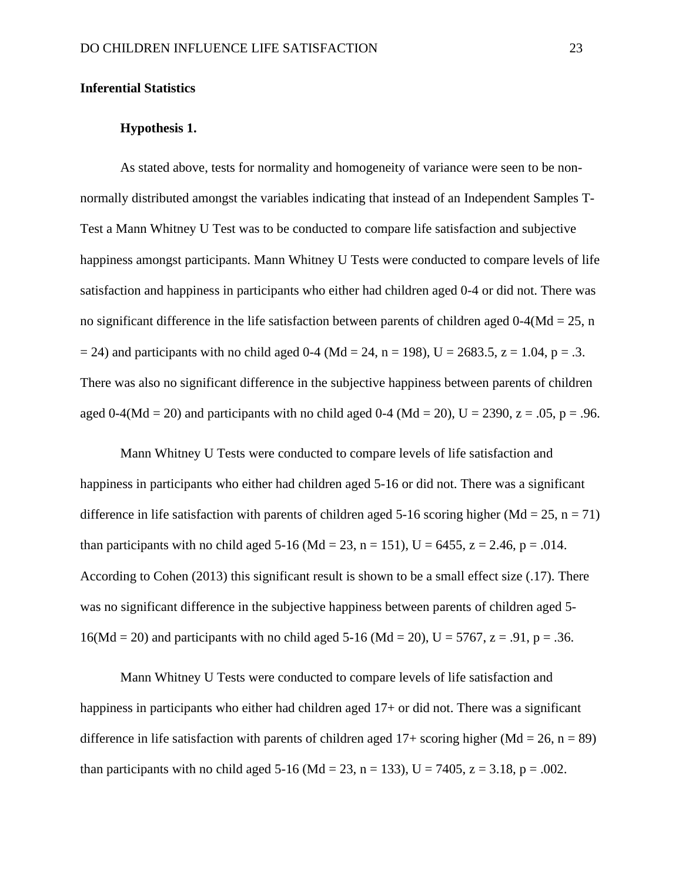## Inferential Statistics

### Hypothesis 1.

As stated above, tests for normality and homogeneity of variance were seen to be non-normally distributed amongst the variables indicating that instead of an Independent Samples T-Test a Mann Whitney U Test was to be conducted to compare life satisfaction and subjective happiness amongst participants. Mann Whitney U Tests were conducted to compare levels of life satisfaction and happiness in participants who either had children aged 0-4 or did not. There was no significant difference in the life satisfaction between parents of children aged 0-4(Md = 25, n = 24) and participants with no child aged 0-4 (Md = 24, n = 198), U = 2683.5, z = 1.04, p = .3. There was also no significant difference in the subjective happiness between parents of children aged 0-4(Md = 20) and participants with no child aged 0-4 (Md = 20), U = 2390, z = .05, p = .96.

Mann Whitney U Tests were conducted to compare levels of life satisfaction and happiness in participants who either had children aged 5-16 or did not. There was a significant difference in life satisfaction with parents of children aged 5-16 scoring higher (Md = 25, n = 71) than participants with no child aged 5-16 (Md = 23, n = 151), U = 6455, z = 2.46, p = .014. According to Cohen (2013) this significant result is shown to be a small effect size (.17). There was no significant difference in the subjective happiness between parents of children aged 5-16(Md = 20) and participants with no child aged 5-16 (Md = 20), U = 5767, z = .91, p = .36.

Mann Whitney U Tests were conducted to compare levels of life satisfaction and happiness in participants who either had children aged 17+ or did not. There was a significant difference in life satisfaction with parents of children aged 17+ scoring higher (Md = 26, n = 89) than participants with no child aged 5-16 (Md = 23, n = 133), U = 7405, z = 3.18, p = .002.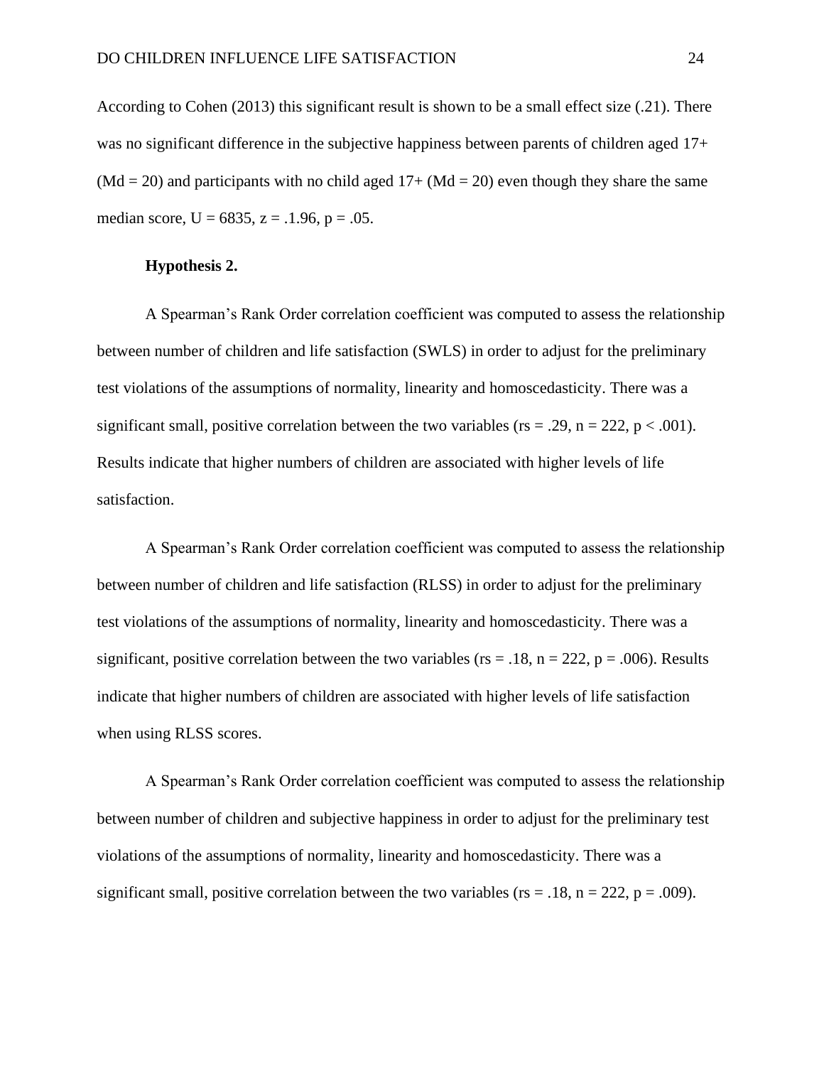According to Cohen (2013) this significant result is shown to be a small effect size (.21). There was no significant difference in the subjective happiness between parents of children aged 17+ (Md = 20) and participants with no child aged 17+ (Md = 20) even though they share the same median score, $U = 6835$, $z = .1.96$, $p = .05$.

**Hypothesis 2.**

A Spearman's Rank Order correlation coefficient was computed to assess the relationship between number of children and life satisfaction (SWLS) in order to adjust for the preliminary test violations of the assumptions of normality, linearity and homoscedasticity. There was a significant small, positive correlation between the two variables ($r_s = .29$, $n = 222$, $p < .001$). Results indicate that higher numbers of children are associated with higher levels of life satisfaction.

A Spearman's Rank Order correlation coefficient was computed to assess the relationship between number of children and life satisfaction (RLSS) in order to adjust for the preliminary test violations of the assumptions of normality, linearity and homoscedasticity. There was a significant, positive correlation between the two variables ($r_s = .18$, $n = 222$, $p = .006$). Results indicate that higher numbers of children are associated with higher levels of life satisfaction when using RLSS scores.

A Spearman's Rank Order correlation coefficient was computed to assess the relationship between number of children and subjective happiness in order to adjust for the preliminary test violations of the assumptions of normality, linearity and homoscedasticity. There was a significant small, positive correlation between the two variables ($r_s = .18$, $n = 222$, $p = .009$).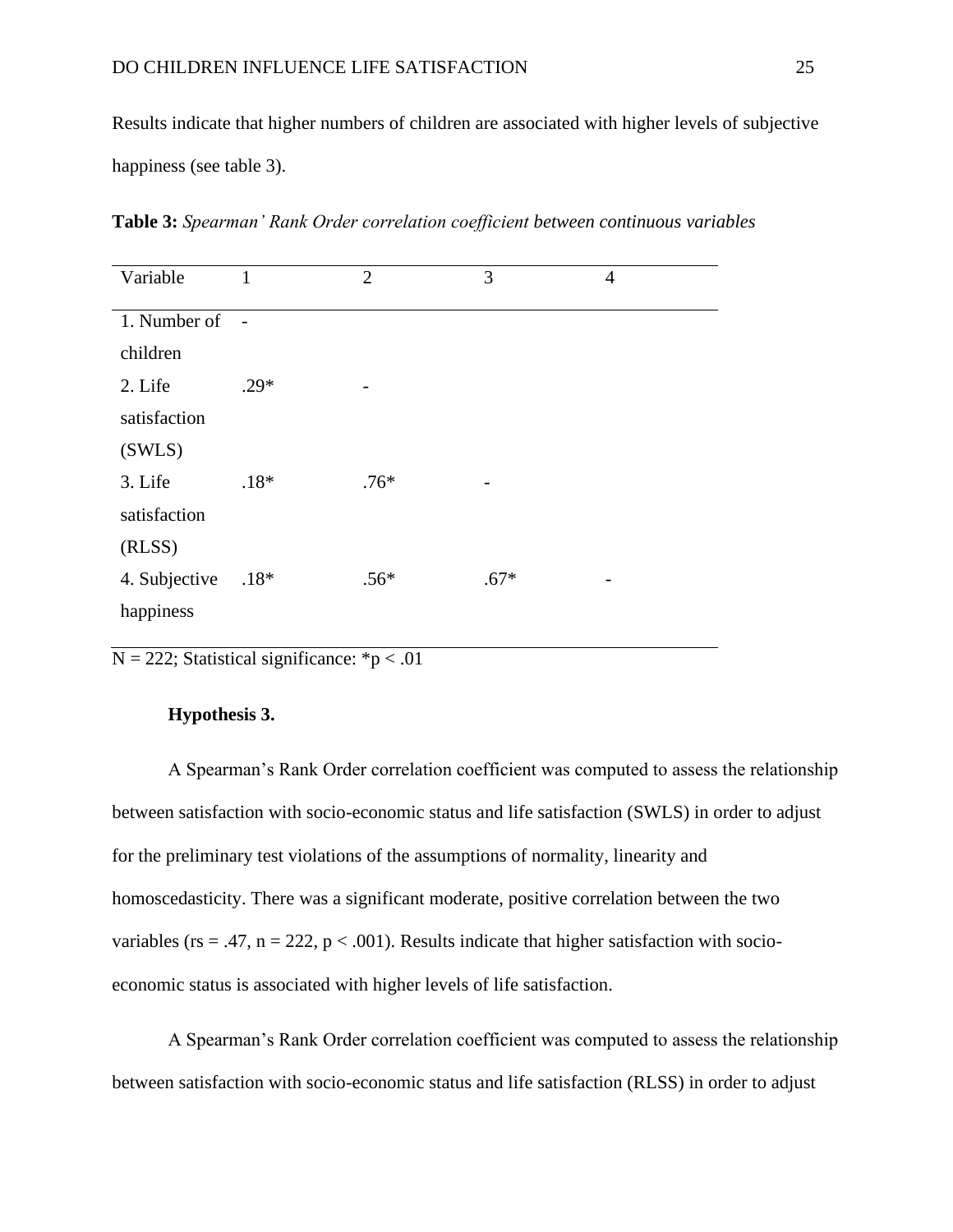Results indicate that higher numbers of children are associated with higher levels of subjective happiness (see table 3).

**Table 3:** *Spearman' Rank Order correlation coefficient* between continuous variables

| Variable | 1 | 2 | 3 | 4 |
|---|---|---|---|---|
| 1. Number of children | - | | | |
| 2. Life satisfaction (SWLS) | .29* | - | | |
| 3. Life satisfaction (RLSS) | .18* | .76* | - | |
| 4. Subjective happiness | .18* | .56* | .67* | - |

N = 222; Statistical significance: $^*p < .01$

**Hypothesis 3.**

A Spearman's Rank Order correlation coefficient was computed to assess the relationship between satisfaction with socio-economic status and life satisfaction (SWLS) in order to adjust for the preliminary test violations of the assumptions of normality, linearity and homoscedasticity. There was a significant moderate, positive correlation between the two variables ($r_s = .47$, $n = 222$, $p < .001$). Results indicate that higher satisfaction with socio-economic status is associated with higher levels of life satisfaction.

A Spearman's Rank Order correlation coefficient was computed to assess the relationship between satisfaction with socio-economic status and life satisfaction (RLSS) in order to adjust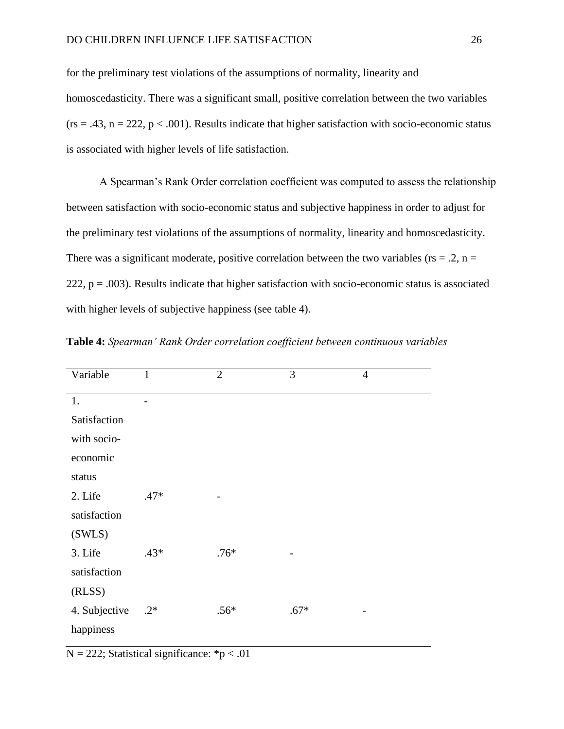for the preliminary test violations of the assumptions of normality, linearity and homoscedasticity. There was a significant small, positive correlation between the two variables ($r_s = .43$, $n = 222$, $p < .001$). Results indicate that higher satisfaction with socio-economic status is associated with higher levels of life satisfaction.

A Spearman's Rank Order correlation coefficient was computed to assess the relationship between satisfaction with socio-economic status and subjective happiness in order to adjust for the preliminary test violations of the assumptions of normality, linearity and homoscedasticity. There was a significant moderate, positive correlation between the two variables ($r_s = .2$, $n = 222$, $p = .003$). Results indicate that higher satisfaction with socio-economic status is associated with higher levels of subjective happiness (see table 4).

**Table 4:** *Spearman' Rank Order correlation coefficient between continuous variables*

| Variable | 1 | 2 | 3 | 4 |
|---|---|---|---|---|
| 1. Satisfaction with socio-economic status | - | | | |
| 2. Life satisfaction (SWLS) | .47* | - | | |
| 3. Life satisfaction (RLSS) | .43* | .76* | - | |
| 4. Subjective happiness | .2* | .56* | .67* | - |

N = 222; Statistical significance: *p < .01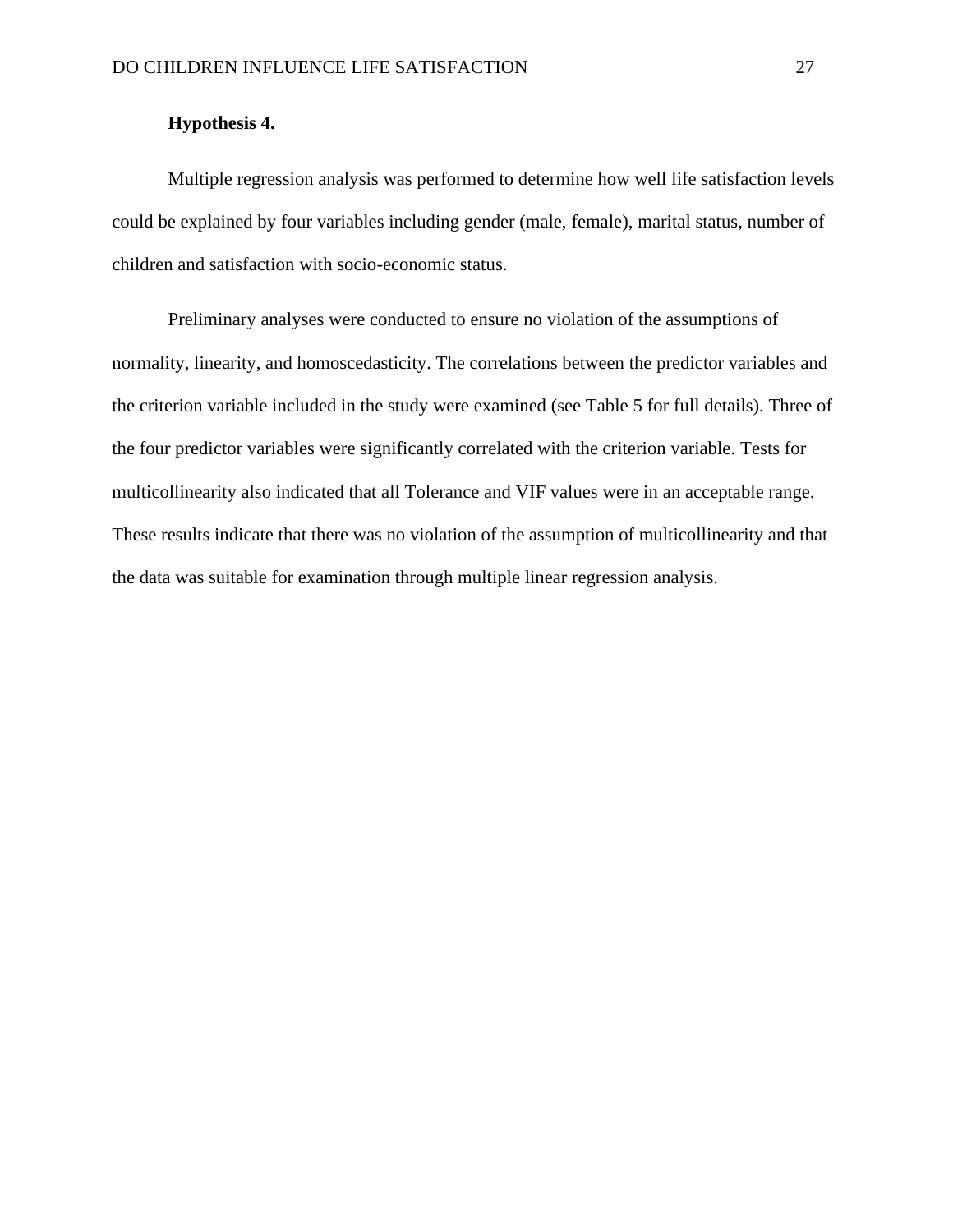### Hypothesis 4.

Multiple regression analysis was performed to determine how well life satisfaction levels could be explained by four variables including gender (male, female), marital status, number of children and satisfaction with socio-economic status.

Preliminary analyses were conducted to ensure no violation of the assumptions of normality, linearity, and homoscedasticity. The correlations between the predictor variables and the criterion variable included in the study were examined (see Table 5 for full details). Three of the four predictor variables were significantly correlated with the criterion variable. Tests for multicollinearity also indicated that all Tolerance and VIF values were in an acceptable range. These results indicate that there was no violation of the assumption of multicollinearity and that the data was suitable for examination through multiple linear regression analysis.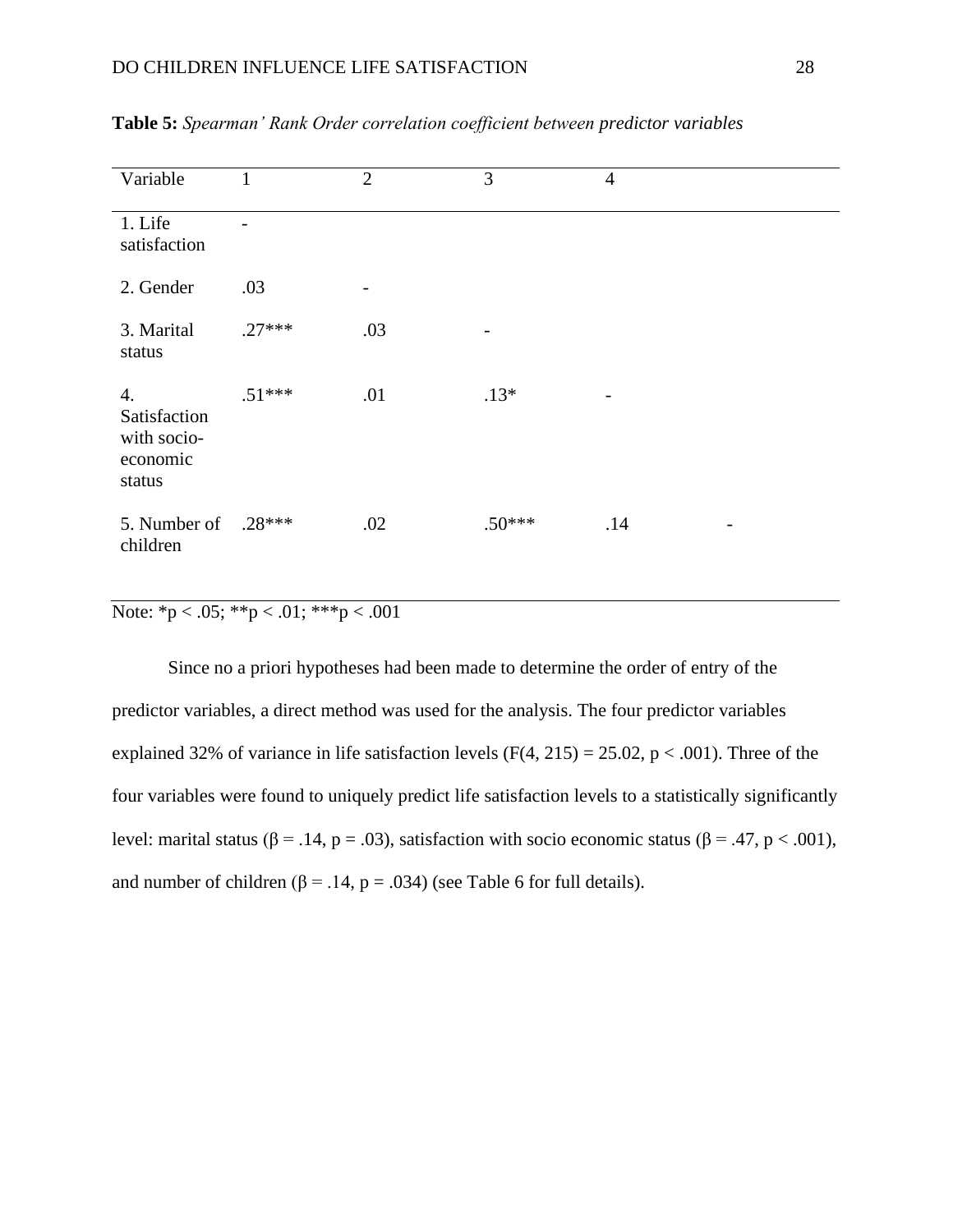**Table 5:** *Spearman' Rank Order correlation coefficient between predictor variables*

| Variable | 1 | 2 | 3 | 4 | |
|---|---|---|---|---|---|
| 1. Life satisfaction | - | | | | |
| 2. Gender | .03 | - | | | |
| 3. Marital status | .27*** | .03 | - | | |
| 4. Satisfaction with socio-economic status | .51*** | .01 | .13* | - | |
| 5. Number of children | .28*** | .02 | .50*** | .14 | - |

Note: *p < .05; **p < .01; ***p < .001

Since no a priori hypotheses had been made to determine the order of entry of the predictor variables, a direct method was used for the analysis. The four predictor variables explained 32% of variance in life satisfaction levels ($F(4, 215) = 25.02$, $p < .001$). Three of the four variables were found to uniquely predict life satisfaction levels to a statistically significantly level: marital status ($\beta = .14$, $p = .03$), satisfaction with socio economic status ($\beta = .47$, $p < .001$), and number of children ($\beta = .14$, $p = .034$) (see Table 6 for full details).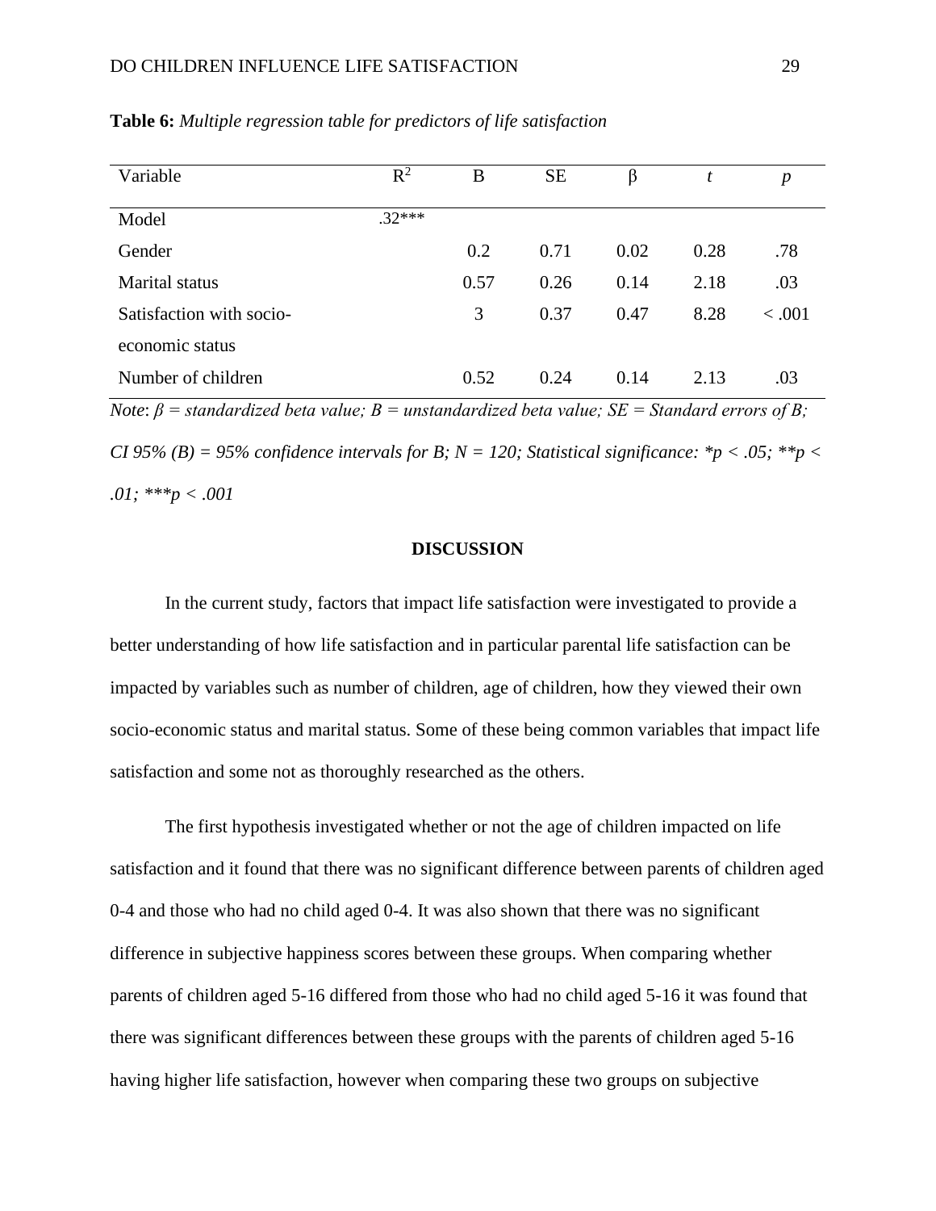**Table 6:** *Multiple regression table for predictors of life satisfaction*

| Variable | $R^2$ | B | SE | β | *t* | *p* |
|---|---|---|---|---|---|---|
| Model | .32*** | | | | | |
| Gender | | 0.2 | 0.71 | 0.02 | 0.28 | .78 |
| Marital status | | 0.57 | 0.26 | 0.14 | 2.18 | .03 |
| Satisfaction with socio-economic status | | 3 | 0.37 | 0.47 | 8.28 | < .001 |
| Number of children | | 0.52 | 0.24 | 0.14 | 2.13 | .03 |

*Note*: *β = standardized beta value; B = unstandardized beta value; SE = Standard errors of B; CI 95% (B) = 95% confidence intervals for B; N = 120; Statistical significance: *p < .05; **p < .01; ***p < .001*

## DISCUSSION

In the current study, factors that impact life satisfaction were investigated to provide a better understanding of how life satisfaction and in particular parental life satisfaction can be impacted by variables such as number of children, age of children, how they viewed their own socio-economic status and marital status. Some of these being common variables that impact life satisfaction and some not as thoroughly researched as the others.

The first hypothesis investigated whether or not the age of children impacted on life satisfaction and it found that there was no significant difference between parents of children aged 0-4 and those who had no child aged 0-4. It was also shown that there was no significant difference in subjective happiness scores between these groups. When comparing whether parents of children aged 5-16 differed from those who had no child aged 5-16 it was found that there was significant differences between these groups with the parents of children aged 5-16 having higher life satisfaction, however when comparing these two groups on subjective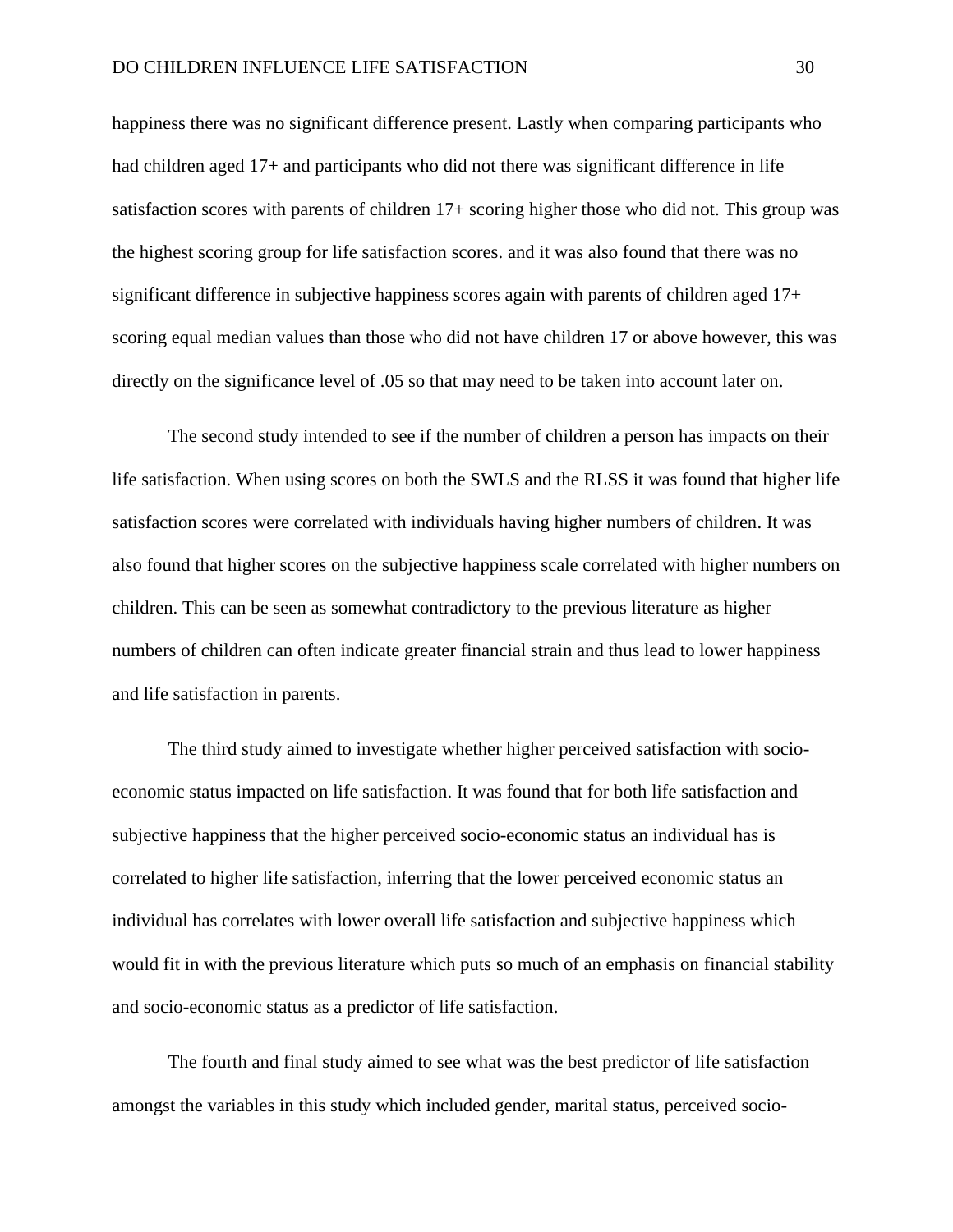happiness there was no significant difference present. Lastly when comparing participants who had children aged 17+ and participants who did not there was significant difference in life satisfaction scores with parents of children 17+ scoring higher those who did not. This group was the highest scoring group for life satisfaction scores. and it was also found that there was no significant difference in subjective happiness scores again with parents of children aged 17+ scoring equal median values than those who did not have children 17 or above however, this was directly on the significance level of .05 so that may need to be taken into account later on.

The second study intended to see if the number of children a person has impacts on their life satisfaction. When using scores on both the SWLS and the RLSS it was found that higher life satisfaction scores were correlated with individuals having higher numbers of children. It was also found that higher scores on the subjective happiness scale correlated with higher numbers on children. This can be seen as somewhat contradictory to the previous literature as higher numbers of children can often indicate greater financial strain and thus lead to lower happiness and life satisfaction in parents.

The third study aimed to investigate whether higher perceived satisfaction with socio-economic status impacted on life satisfaction. It was found that for both life satisfaction and subjective happiness that the higher perceived socio-economic status an individual has is correlated to higher life satisfaction, inferring that the lower perceived economic status an individual has correlates with lower overall life satisfaction and subjective happiness which would fit in with the previous literature which puts so much of an emphasis on financial stability and socio-economic status as a predictor of life satisfaction.

The fourth and final study aimed to see what was the best predictor of life satisfaction amongst the variables in this study which included gender, marital status, perceived socio-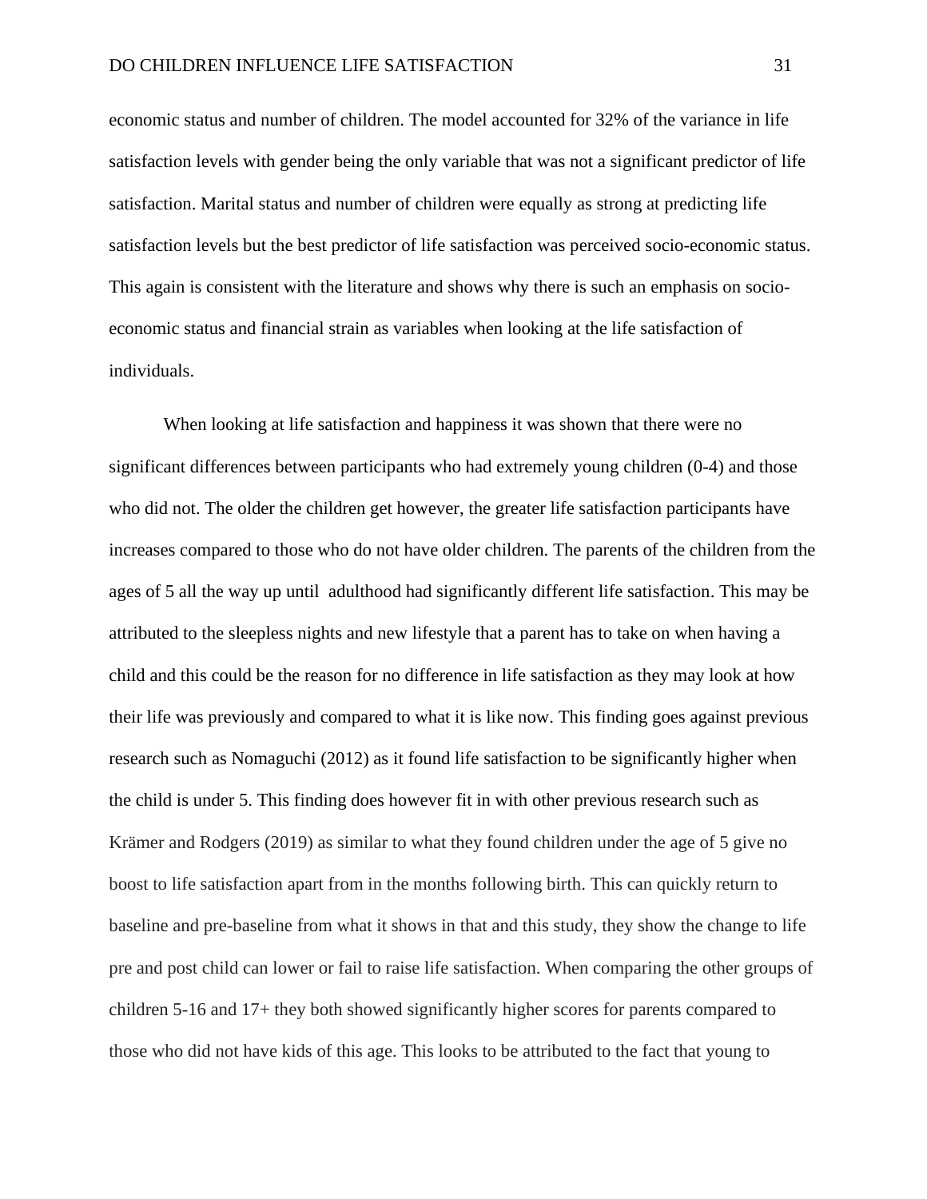economic status and number of children. The model accounted for 32% of the variance in life satisfaction levels with gender being the only variable that was not a significant predictor of life satisfaction. Marital status and number of children were equally as strong at predicting life satisfaction levels but the best predictor of life satisfaction was perceived socio-economic status. This again is consistent with the literature and shows why there is such an emphasis on socio-economic status and financial strain as variables when looking at the life satisfaction of individuals.

When looking at life satisfaction and happiness it was shown that there were no significant differences between participants who had extremely young children (0-4) and those who did not. The older the children get however, the greater life satisfaction participants have increases compared to those who do not have older children. The parents of the children from the ages of 5 all the way up until adulthood had significantly different life satisfaction. This may be attributed to the sleepless nights and new lifestyle that a parent has to take on when having a child and this could be the reason for no difference in life satisfaction as they may look at how their life was previously and compared to what it is like now. This finding goes against previous research such as Nomaguchi (2012) as it found life satisfaction to be significantly higher when the child is under 5. This finding does however fit in with other previous research such as Krämer and Rodgers (2019) as similar to what they found children under the age of 5 give no boost to life satisfaction apart from in the months following birth. This can quickly return to baseline and pre-baseline from what it shows in that and this study, they show the change to life pre and post child can lower or fail to raise life satisfaction. When comparing the other groups of children 5-16 and 17+ they both showed significantly higher scores for parents compared to those who did not have kids of this age. This looks to be attributed to the fact that young to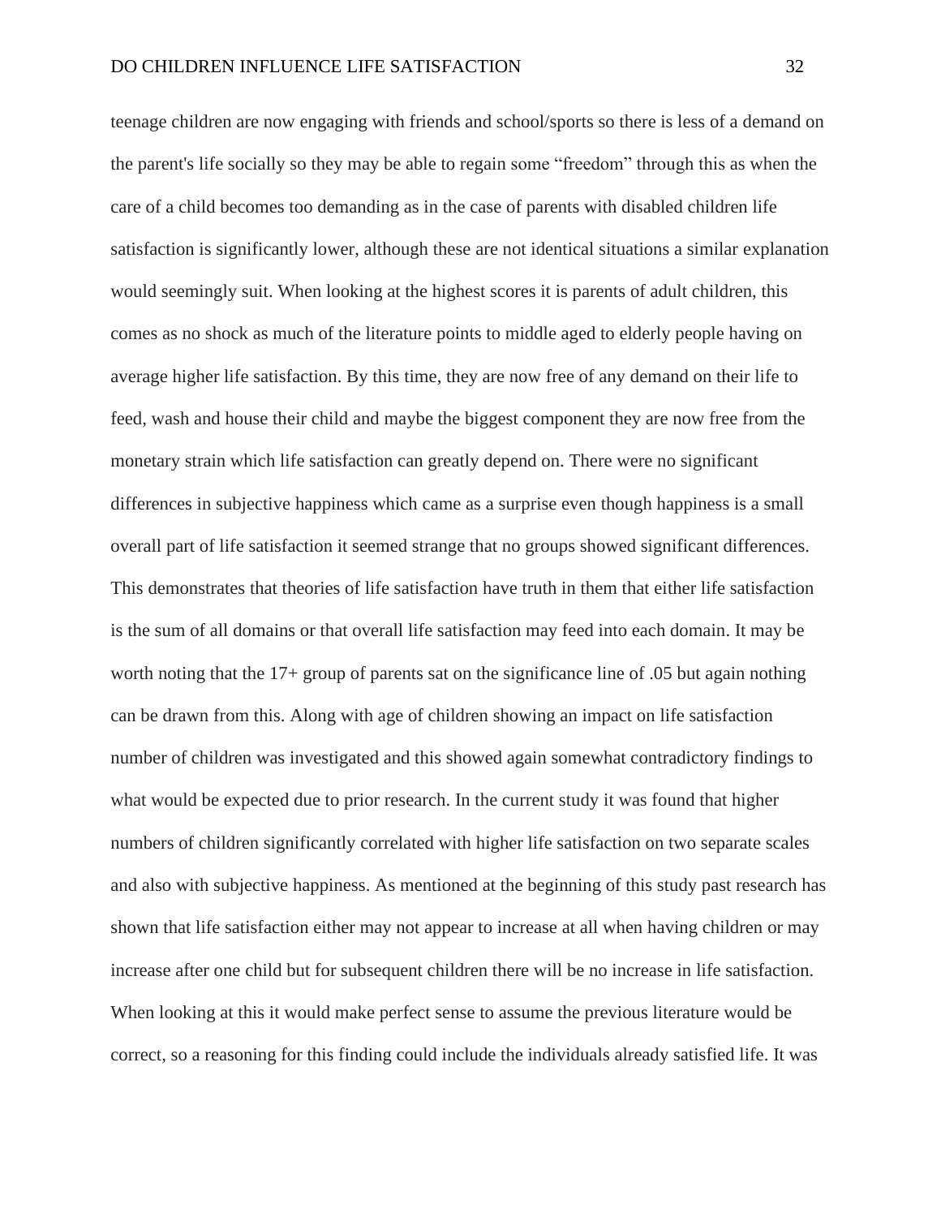teenage children are now engaging with friends and school/sports so there is less of a demand on the parent's life socially so they may be able to regain some "freedom" through this as when the care of a child becomes too demanding as in the case of parents with disabled children life satisfaction is significantly lower, although these are not identical situations a similar explanation would seemingly suit. When looking at the highest scores it is parents of adult children, this comes as no shock as much of the literature points to middle aged to elderly people having on average higher life satisfaction. By this time, they are now free of any demand on their life to feed, wash and house their child and maybe the biggest component they are now free from the monetary strain which life satisfaction can greatly depend on. There were no significant differences in subjective happiness which came as a surprise even though happiness is a small overall part of life satisfaction it seemed strange that no groups showed significant differences. This demonstrates that theories of life satisfaction have truth in them that either life satisfaction is the sum of all domains or that overall life satisfaction may feed into each domain. It may be worth noting that the 17+ group of parents sat on the significance line of .05 but again nothing can be drawn from this. Along with age of children showing an impact on life satisfaction number of children was investigated and this showed again somewhat contradictory findings to what would be expected due to prior research. In the current study it was found that higher numbers of children significantly correlated with higher life satisfaction on two separate scales and also with subjective happiness. As mentioned at the beginning of this study past research has shown that life satisfaction either may not appear to increase at all when having children or may increase after one child but for subsequent children there will be no increase in life satisfaction. When looking at this it would make perfect sense to assume the previous literature would be correct, so a reasoning for this finding could include the individuals already satisfied life. It was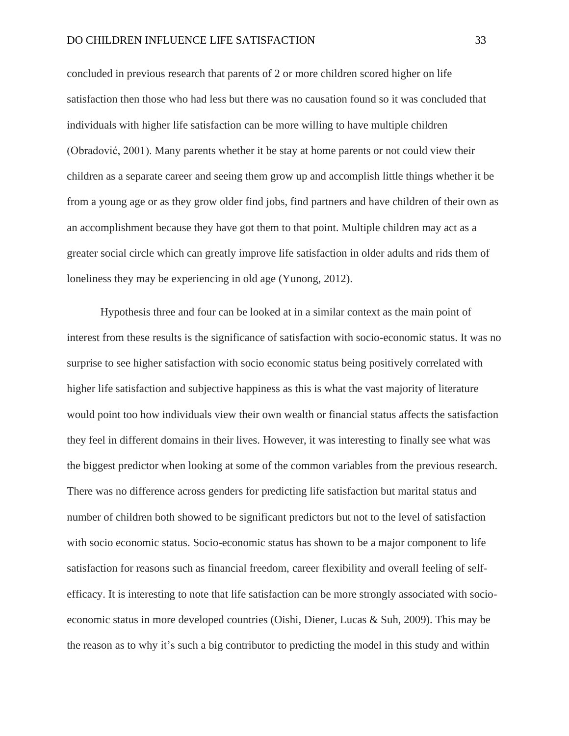concluded in previous research that parents of 2 or more children scored higher on life satisfaction then those who had less but there was no causation found so it was concluded that individuals with higher life satisfaction can be more willing to have multiple children (Obradović, 2001). Many parents whether it be stay at home parents or not could view their children as a separate career and seeing them grow up and accomplish little things whether it be from a young age or as they grow older find jobs, find partners and have children of their own as an accomplishment because they have got them to that point. Multiple children may act as a greater social circle which can greatly improve life satisfaction in older adults and rids them of loneliness they may be experiencing in old age (Yunong, 2012).

Hypothesis three and four can be looked at in a similar context as the main point of interest from these results is the significance of satisfaction with socio-economic status. It was no surprise to see higher satisfaction with socio economic status being positively correlated with higher life satisfaction and subjective happiness as this is what the vast majority of literature would point too how individuals view their own wealth or financial status affects the satisfaction they feel in different domains in their lives. However, it was interesting to finally see what was the biggest predictor when looking at some of the common variables from the previous research. There was no difference across genders for predicting life satisfaction but marital status and number of children both showed to be significant predictors but not to the level of satisfaction with socio economic status. Socio-economic status has shown to be a major component to life satisfaction for reasons such as financial freedom, career flexibility and overall feeling of self-efficacy. It is interesting to note that life satisfaction can be more strongly associated with socio-economic status in more developed countries (Oishi, Diener, Lucas & Suh, 2009). This may be the reason as to why it's such a big contributor to predicting the model in this study and within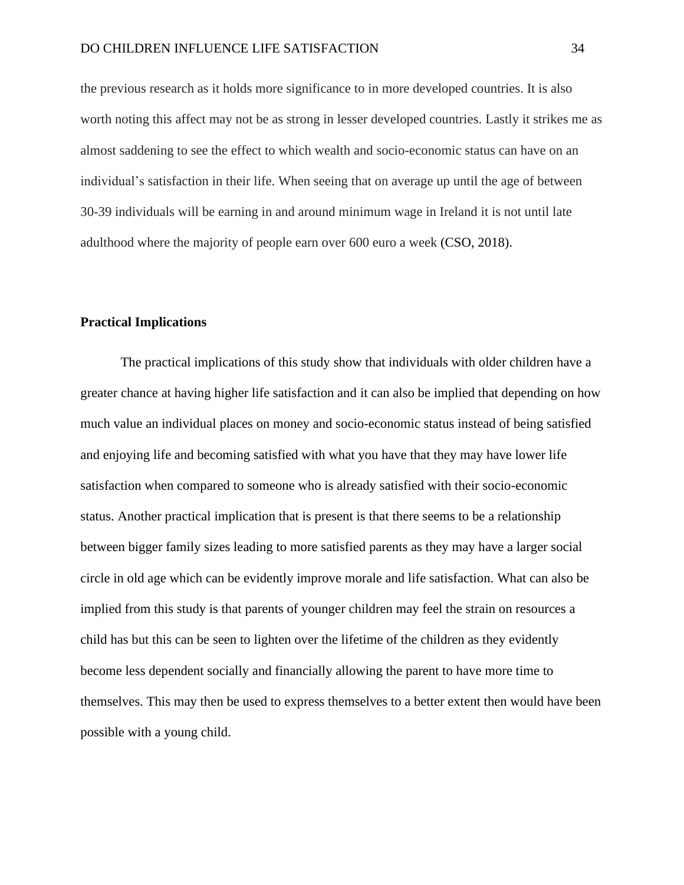the previous research as it holds more significance to in more developed countries. It is also worth noting this affect may not be as strong in lesser developed countries. Lastly it strikes me as almost saddening to see the effect to which wealth and socio-economic status can have on an individual's satisfaction in their life. When seeing that on average up until the age of between 30-39 individuals will be earning in and around minimum wage in Ireland it is not until late adulthood where the majority of people earn over 600 euro a week (CSO, 2018).

**Practical Implications**

The practical implications of this study show that individuals with older children have a greater chance at having higher life satisfaction and it can also be implied that depending on how much value an individual places on money and socio-economic status instead of being satisfied and enjoying life and becoming satisfied with what you have that they may have lower life satisfaction when compared to someone who is already satisfied with their socio-economic status. Another practical implication that is present is that there seems to be a relationship between bigger family sizes leading to more satisfied parents as they may have a larger social circle in old age which can be evidently improve morale and life satisfaction. What can also be implied from this study is that parents of younger children may feel the strain on resources a child has but this can be seen to lighten over the lifetime of the children as they evidently become less dependent socially and financially allowing the parent to have more time to themselves. This may then be used to express themselves to a better extent then would have been possible with a young child.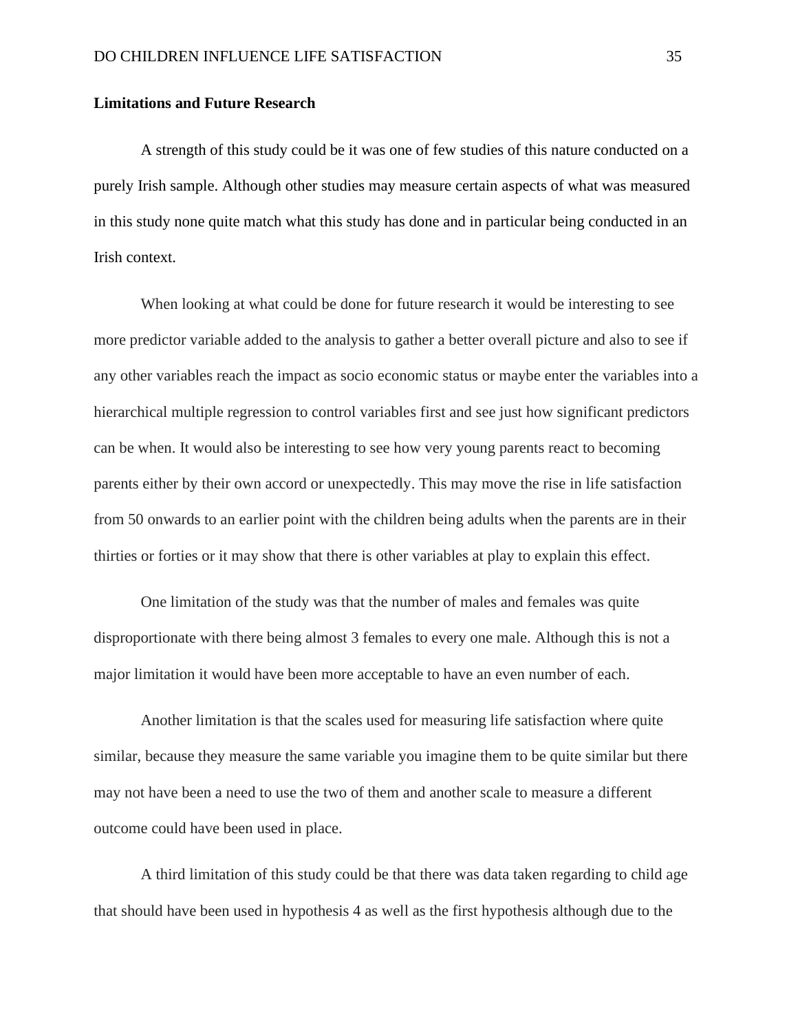**Limitations and Future Research**

A strength of this study could be it was one of few studies of this nature conducted on a purely Irish sample. Although other studies may measure certain aspects of what was measured in this study none quite match what this study has done and in particular being conducted in an Irish context.

When looking at what could be done for future research it would be interesting to see more predictor variable added to the analysis to gather a better overall picture and also to see if any other variables reach the impact as socio economic status or maybe enter the variables into a hierarchical multiple regression to control variables first and see just how significant predictors can be when. It would also be interesting to see how very young parents react to becoming parents either by their own accord or unexpectedly. This may move the rise in life satisfaction from 50 onwards to an earlier point with the children being adults when the parents are in their thirties or forties or it may show that there is other variables at play to explain this effect.

One limitation of the study was that the number of males and females was quite disproportionate with there being almost 3 females to every one male. Although this is not a major limitation it would have been more acceptable to have an even number of each.

Another limitation is that the scales used for measuring life satisfaction where quite similar, because they measure the same variable you imagine them to be quite similar but there may not have been a need to use the two of them and another scale to measure a different outcome could have been used in place.

A third limitation of this study could be that there was data taken regarding to child age that should have been used in hypothesis 4 as well as the first hypothesis although due to the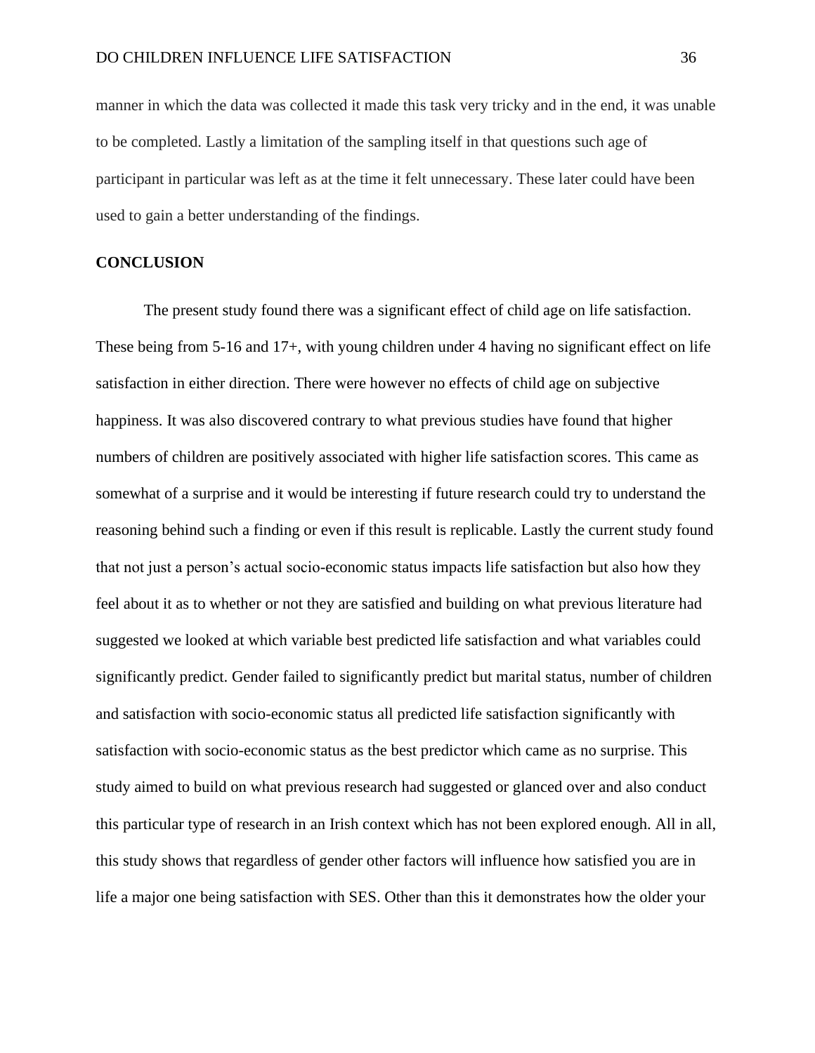manner in which the data was collected it made this task very tricky and in the end, it was unable to be completed. Lastly a limitation of the sampling itself in that questions such age of participant in particular was left as at the time it felt unnecessary. These later could have been used to gain a better understanding of the findings.

## CONCLUSION

The present study found there was a significant effect of child age on life satisfaction. These being from 5-16 and 17+, with young children under 4 having no significant effect on life satisfaction in either direction. There were however no effects of child age on subjective happiness. It was also discovered contrary to what previous studies have found that higher numbers of children are positively associated with higher life satisfaction scores. This came as somewhat of a surprise and it would be interesting if future research could try to understand the reasoning behind such a finding or even if this result is replicable. Lastly the current study found that not just a person's actual socio-economic status impacts life satisfaction but also how they feel about it as to whether or not they are satisfied and building on what previous literature had suggested we looked at which variable best predicted life satisfaction and what variables could significantly predict. Gender failed to significantly predict but marital status, number of children and satisfaction with socio-economic status all predicted life satisfaction significantly with satisfaction with socio-economic status as the best predictor which came as no surprise. This study aimed to build on what previous research had suggested or glanced over and also conduct this particular type of research in an Irish context which has not been explored enough. All in all, this study shows that regardless of gender other factors will influence how satisfied you are in life a major one being satisfaction with SES. Other than this it demonstrates how the older your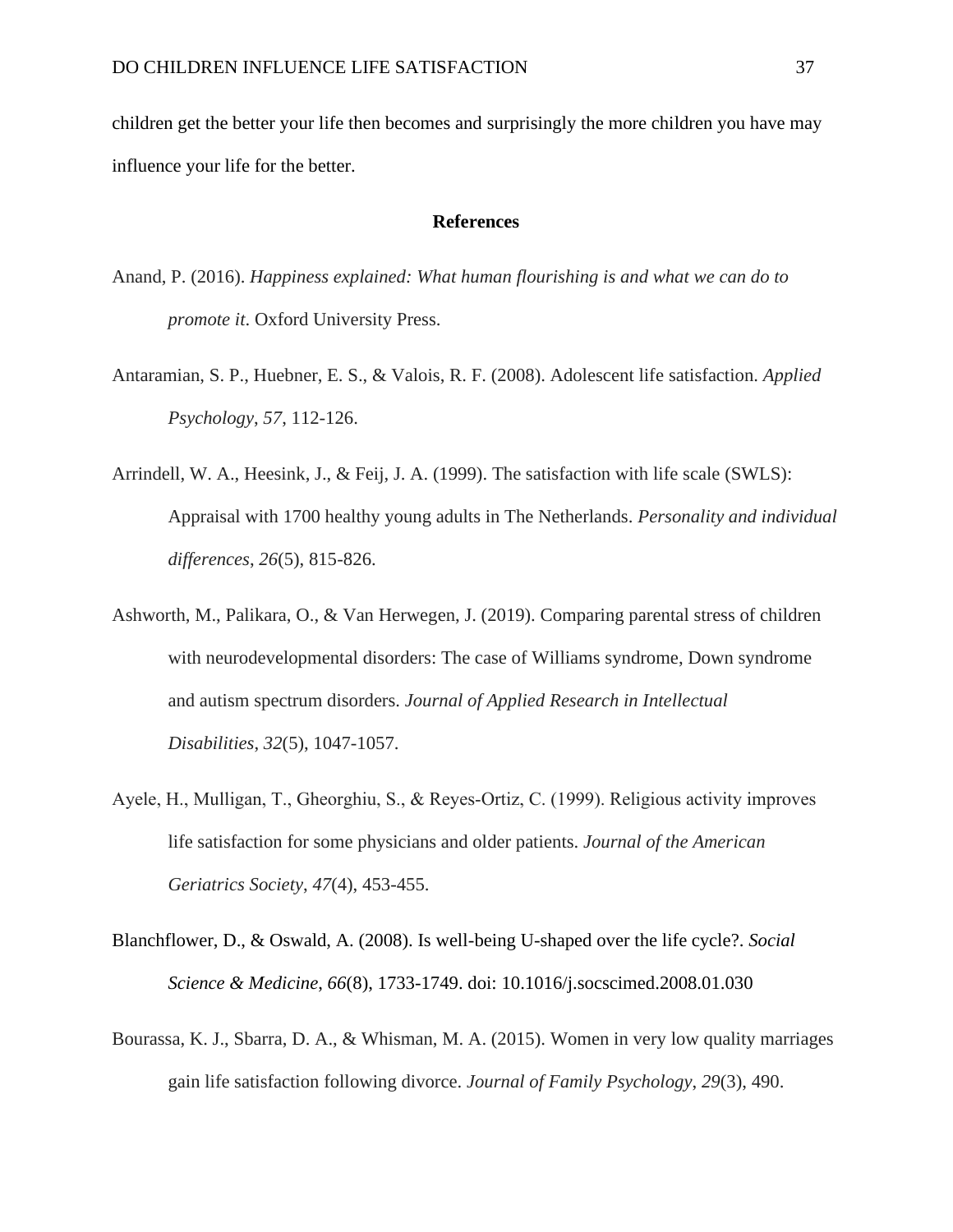children get the better your life then becomes and surprisingly the more children you have may influence your life for the better.

## References

Anand, P. (2016). *Happiness explained: What human flourishing is and what we can do to promote it*. Oxford University Press.

Antaramian, S. P., Huebner, E. S., & Valois, R. F. (2008). Adolescent life satisfaction. *Applied Psychology*, *57*, 112-126.

Arrindell, W. A., Heesink, J., & Feij, J. A. (1999). The satisfaction with life scale (SWLS): Appraisal with 1700 healthy young adults in The Netherlands. *Personality and individual differences*, *26*(5), 815-826.

Ashworth, M., Palikara, O., & Van Herwegen, J. (2019). Comparing parental stress of children with neurodevelopmental disorders: The case of Williams syndrome, Down syndrome and autism spectrum disorders. *Journal of Applied Research in Intellectual Disabilities*, *32*(5), 1047-1057.

Ayele, H., Mulligan, T., Gheorghiu, S., & Reyes-Ortiz, C. (1999). Religious activity improves life satisfaction for some physicians and older patients. *Journal of the American Geriatrics Society*, *47*(4), 453-455.

Blanchflower, D., & Oswald, A. (2008). Is well-being U-shaped over the life cycle?. *Social Science & Medicine*, *66*(8), 1733-1749. doi: 10.1016/j.socscimed.2008.01.030

Bourassa, K. J., Sbarra, D. A., & Whisman, M. A. (2015). Women in very low quality marriages gain life satisfaction following divorce. *Journal of Family Psychology*, *29*(3), 490.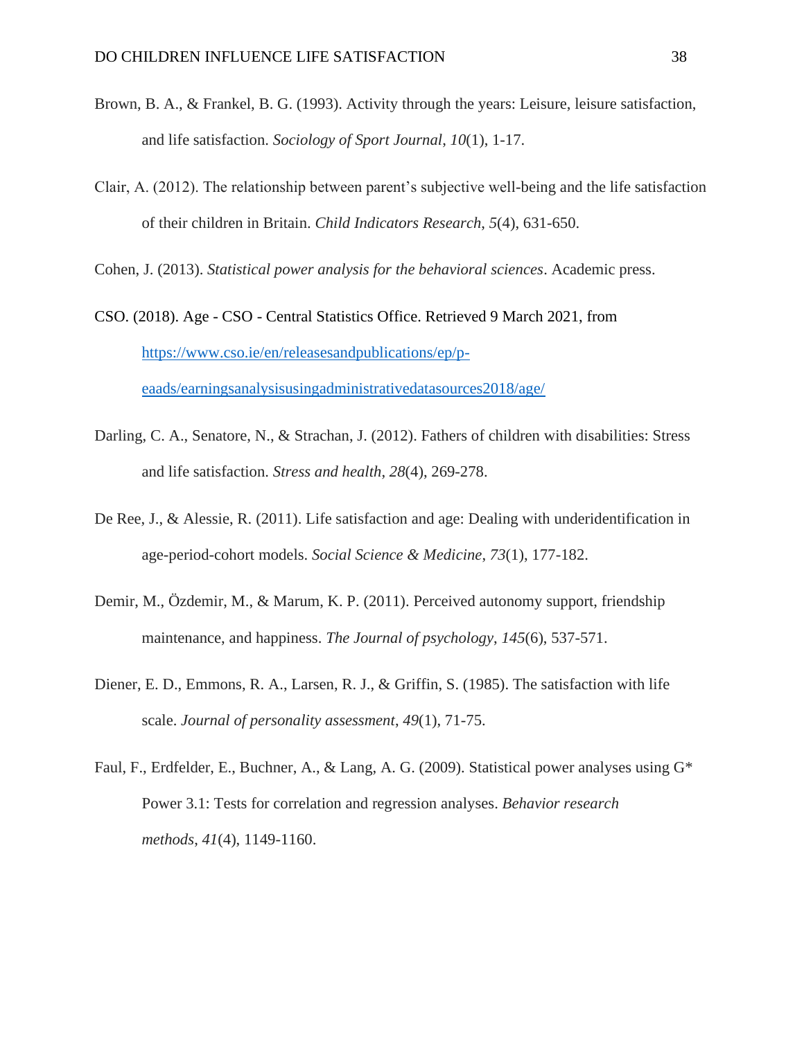Brown, B. A., & Frankel, B. G. (1993). Activity through the years: Leisure, leisure satisfaction, and life satisfaction. *Sociology of Sport Journal*, *10*(1), 1-17.

Clair, A. (2012). The relationship between parent's subjective well-being and the life satisfaction of their children in Britain. *Child Indicators Research*, *5*(4), 631-650.

Cohen, J. (2013). *Statistical power analysis for the behavioral sciences*. Academic press.

CSO. (2018). Age - CSO - Central Statistics Office. Retrieved 9 March 2021, from https://www.cso.ie/en/releasesandpublications/ep/p-eaads/earningsanalysisusingadministrativedatasources2018/age/

Darling, C. A., Senatore, N., & Strachan, J. (2012). Fathers of children with disabilities: Stress and life satisfaction. *Stress and health*, *28*(4), 269-278.

De Ree, J., & Alessie, R. (2011). Life satisfaction and age: Dealing with underidentification in age-period-cohort models. *Social Science & Medicine*, *73*(1), 177-182.

Demir, M., Özdemir, M., & Marum, K. P. (2011). Perceived autonomy support, friendship maintenance, and happiness. *The Journal of psychology*, *145*(6), 537-571.

Diener, E. D., Emmons, R. A., Larsen, R. J., & Griffin, S. (1985). The satisfaction with life scale. *Journal of personality assessment*, *49*(1), 71-75.

Faul, F., Erdfelder, E., Buchner, A., & Lang, A. G. (2009). Statistical power analyses using G* Power 3.1: Tests for correlation and regression analyses. *Behavior research methods*, *41*(4), 1149-1160.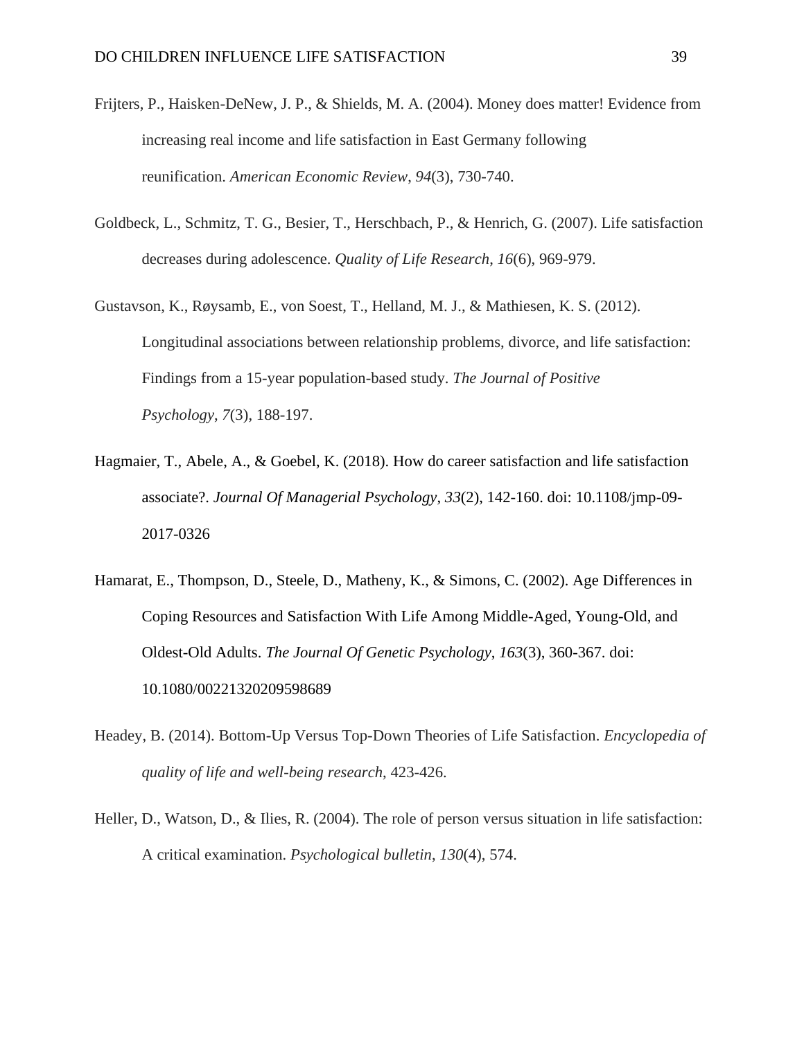Frijters, P., Haisken-DeNew, J. P., & Shields, M. A. (2004). Money does matter! Evidence from increasing real income and life satisfaction in East Germany following reunification. *American Economic Review*, *94*(3), 730-740.

Goldbeck, L., Schmitz, T. G., Besier, T., Herschbach, P., & Henrich, G. (2007). Life satisfaction decreases during adolescence. *Quality of Life Research*, *16*(6), 969-979.

Gustavson, K., Røysamb, E., von Soest, T., Helland, M. J., & Mathiesen, K. S. (2012). Longitudinal associations between relationship problems, divorce, and life satisfaction: Findings from a 15-year population-based study. *The Journal of Positive Psychology*, *7*(3), 188-197.

Hagmaier, T., Abele, A., & Goebel, K. (2018). How do career satisfaction and life satisfaction associate?. *Journal Of Managerial Psychology*, *33*(2), 142-160. doi: 10.1108/jmp-09-2017-0326

Hamarat, E., Thompson, D., Steele, D., Matheny, K., & Simons, C. (2002). Age Differences in Coping Resources and Satisfaction With Life Among Middle-Aged, Young-Old, and Oldest-Old Adults. *The Journal Of Genetic Psychology*, *163*(3), 360-367. doi: 10.1080/00221320209598689

Headey, B. (2014). Bottom-Up Versus Top-Down Theories of Life Satisfaction. *Encyclopedia of quality of life and well-being research*, 423-426.

Heller, D., Watson, D., & Ilies, R. (2004). The role of person versus situation in life satisfaction: A critical examination. *Psychological bulletin*, *130*(4), 574.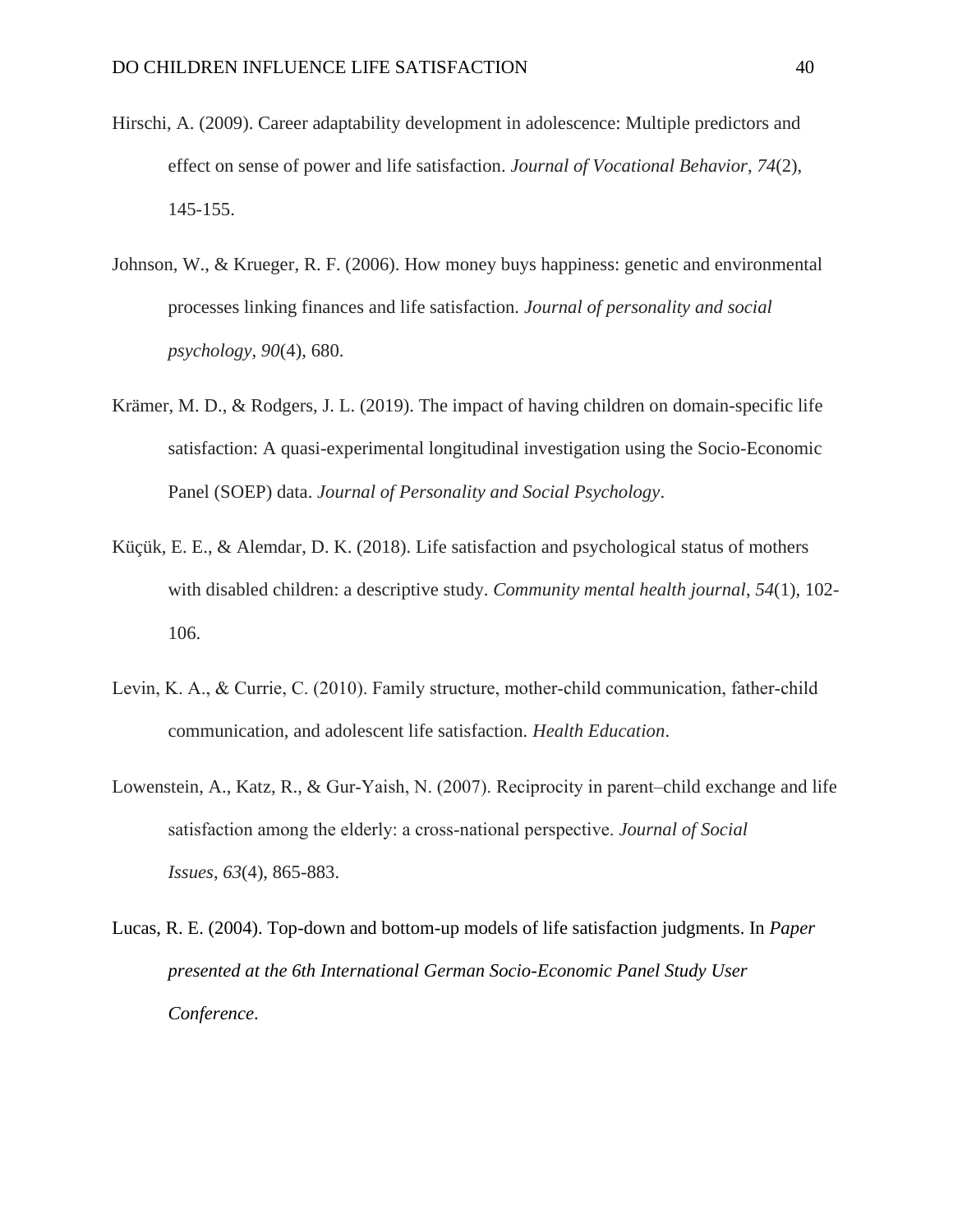Hirschi, A. (2009). Career adaptability development in adolescence: Multiple predictors and effect on sense of power and life satisfaction. *Journal of Vocational Behavior*, *74*(2), 145-155.

Johnson, W., & Krueger, R. F. (2006). How money buys happiness: genetic and environmental processes linking finances and life satisfaction. *Journal of personality and social psychology*, *90*(4), 680.

Krämer, M. D., & Rodgers, J. L. (2019). The impact of having children on domain-specific life satisfaction: A quasi-experimental longitudinal investigation using the Socio-Economic Panel (SOEP) data. *Journal of Personality and Social Psychology*.

Küçük, E. E., & Alemdar, D. K. (2018). Life satisfaction and psychological status of mothers with disabled children: a descriptive study. *Community mental health journal*, *54*(1), 102-106.

Levin, K. A., & Currie, C. (2010). Family structure, mother-child communication, father-child communication, and adolescent life satisfaction. *Health Education*.

Lowenstein, A., Katz, R., & Gur-Yaish, N. (2007). Reciprocity in parent–child exchange and life satisfaction among the elderly: a cross-national perspective. *Journal of Social Issues*, *63*(4), 865-883.

Lucas, R. E. (2004). Top-down and bottom-up models of life satisfaction judgments. In *Paper presented at the 6th International German Socio-Economic Panel Study User Conference*.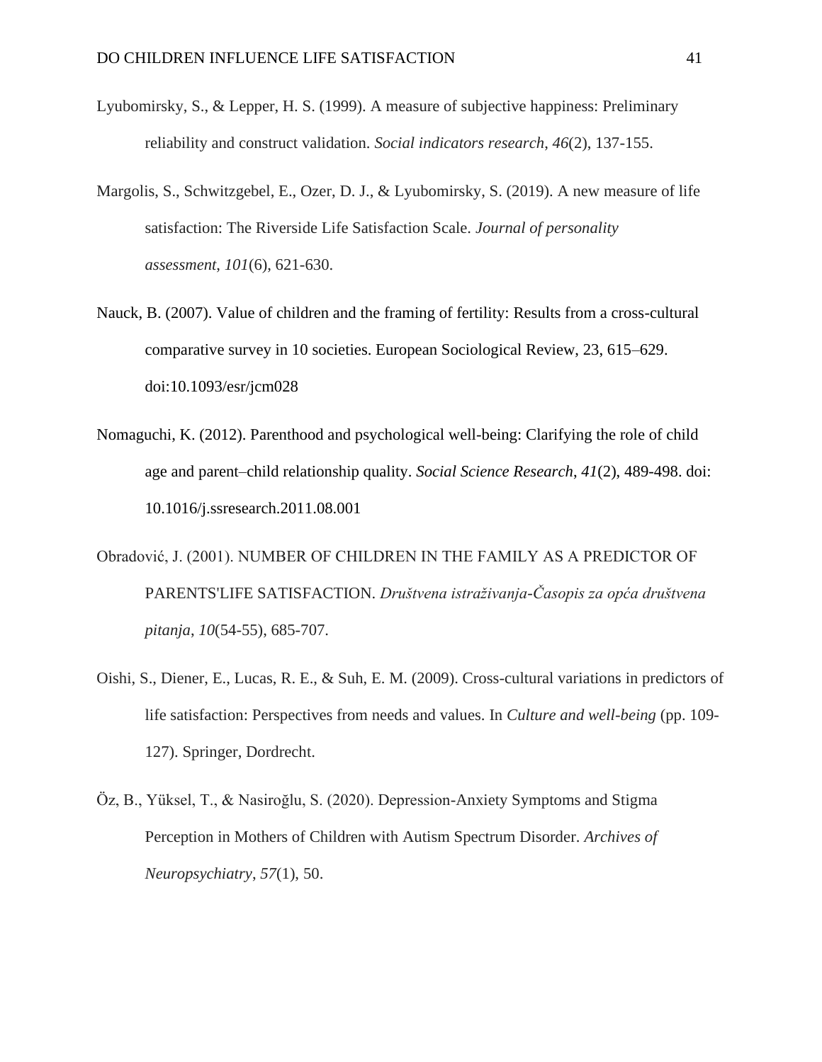Lyubomirsky, S., & Lepper, H. S. (1999). A measure of subjective happiness: Preliminary reliability and construct validation. *Social indicators research*, *46*(2), 137-155.

Margolis, S., Schwitzgebel, E., Ozer, D. J., & Lyubomirsky, S. (2019). A new measure of life satisfaction: The Riverside Life Satisfaction Scale. *Journal of personality assessment*, *101*(6), 621-630.

Nauck, B. (2007). Value of children and the framing of fertility: Results from a cross-cultural comparative survey in 10 societies. European Sociological Review, 23, 615–629. doi:10.1093/esr/jcm028

Nomaguchi, K. (2012). Parenthood and psychological well-being: Clarifying the role of child age and parent–child relationship quality. *Social Science Research*, *41*(2), 489-498. doi: 10.1016/j.ssresearch.2011.08.001

Obradović, J. (2001). NUMBER OF CHILDREN IN THE FAMILY AS A PREDICTOR OF PARENTS'LIFE SATISFACTION. *Društvena istraživanja-Časopis za opća društvena pitanja*, *10*(54-55), 685-707.

Oishi, S., Diener, E., Lucas, R. E., & Suh, E. M. (2009). Cross-cultural variations in predictors of life satisfaction: Perspectives from needs and values. In *Culture and well-being* (pp. 109-127). Springer, Dordrecht.

Öz, B., Yüksel, T., & Nasiroğlu, S. (2020). Depression-Anxiety Symptoms and Stigma Perception in Mothers of Children with Autism Spectrum Disorder. *Archives of Neuropsychiatry*, *57*(1), 50.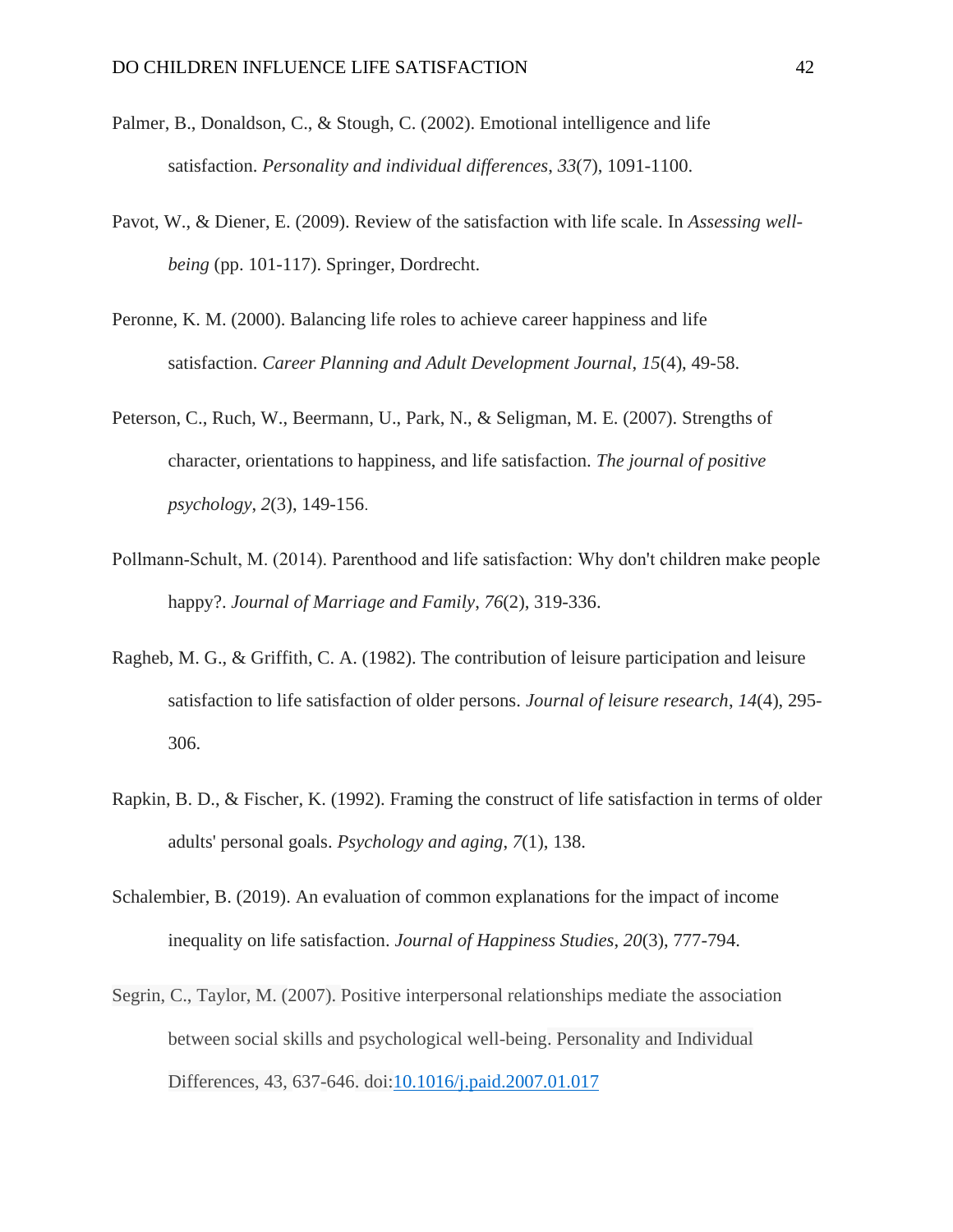Palmer, B., Donaldson, C., & Stough, C. (2002). Emotional intelligence and life satisfaction. *Personality and individual differences*, *33*(7), 1091-1100.

Pavot, W., & Diener, E. (2009). Review of the satisfaction with life scale. In *Assessing well-being* (pp. 101-117). Springer, Dordrecht.

Peronne, K. M. (2000). Balancing life roles to achieve career happiness and life satisfaction. *Career Planning and Adult Development Journal*, *15*(4), 49-58.

Peterson, C., Ruch, W., Beermann, U., Park, N., & Seligman, M. E. (2007). Strengths of character, orientations to happiness, and life satisfaction. *The journal of positive psychology*, *2*(3), 149-156.

Pollmann-Schult, M. (2014). Parenthood and life satisfaction: Why don't children make people happy?. *Journal of Marriage and Family*, *76*(2), 319-336.

Ragheb, M. G., & Griffith, C. A. (1982). The contribution of leisure participation and leisure satisfaction to life satisfaction of older persons. *Journal of leisure research*, *14*(4), 295-306.

Rapkin, B. D., & Fischer, K. (1992). Framing the construct of life satisfaction in terms of older adults' personal goals. *Psychology and aging*, *7*(1), 138.

Schalembier, B. (2019). An evaluation of common explanations for the impact of income inequality on life satisfaction. *Journal of Happiness Studies*, *20*(3), 777-794.

Segrin, C., Taylor, M. (2007). Positive interpersonal relationships mediate the association between social skills and psychological well-being. Personality and Individual Differences, 43, 637-646. doi:10.1016/j.paid.2007.01.017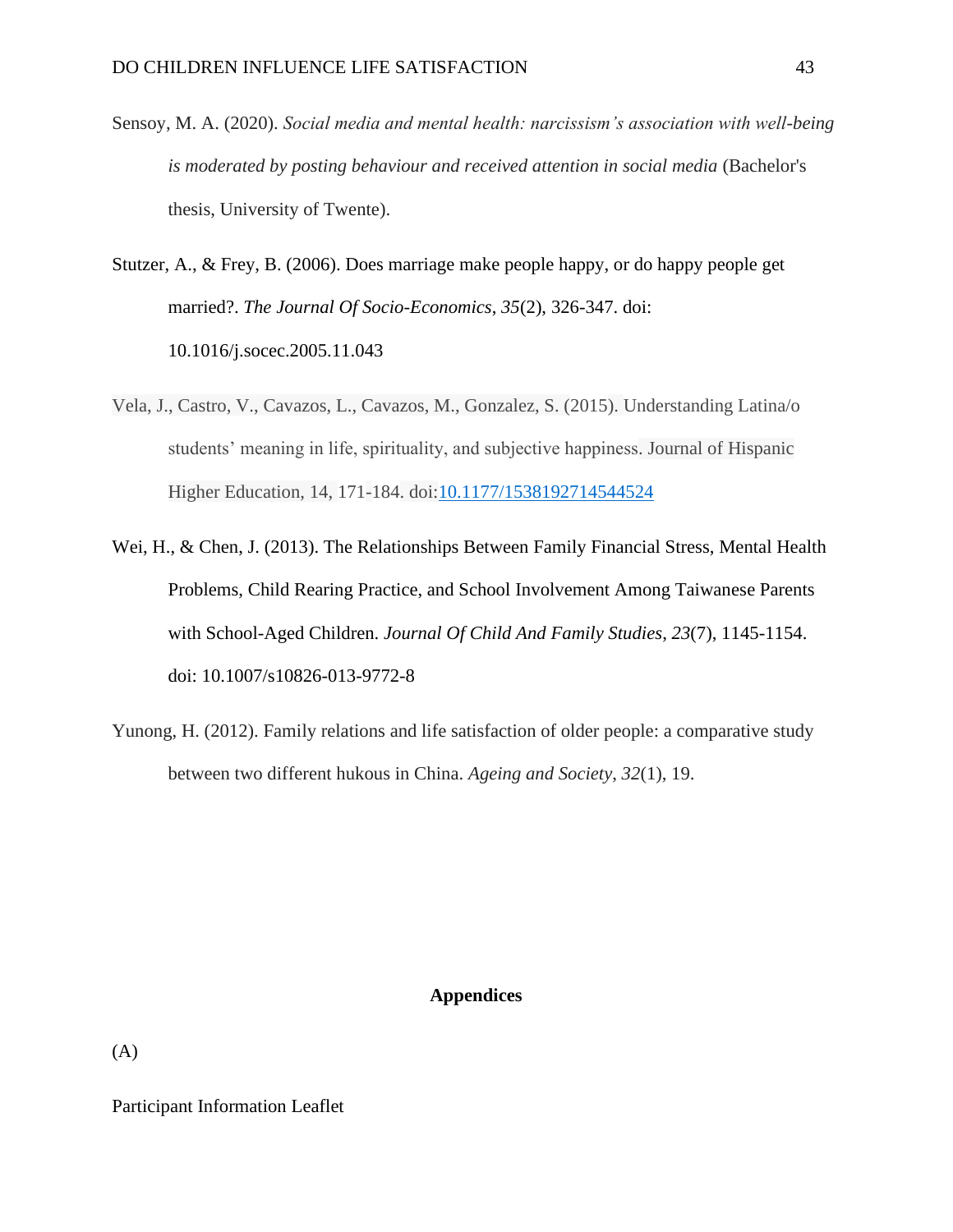Sensoy, M. A. (2020). *Social media and mental health: narcissism's association with well-being is moderated by posting behaviour and received attention in social media* (Bachelor's thesis, University of Twente).

Stutzer, A., & Frey, B. (2006). Does marriage make people happy, or do happy people get married?. *The Journal Of Socio-Economics*, *35*(2), 326-347. doi: 10.1016/j.socec.2005.11.043

Vela, J., Castro, V., Cavazos, L., Cavazos, M., Gonzalez, S. (2015). Understanding Latina/o students' meaning in life, spirituality, and subjective happiness. Journal of Hispanic Higher Education, 14, 171-184. doi:10.1177/1538192714544524

Wei, H., & Chen, J. (2013). The Relationships Between Family Financial Stress, Mental Health Problems, Child Rearing Practice, and School Involvement Among Taiwanese Parents with School-Aged Children. *Journal Of Child And Family Studies*, *23*(7), 1145-1154. doi: 10.1007/s10826-013-9772-8

Yunong, H. (2012). Family relations and life satisfaction of older people: a comparative study between two different hukous in China. *Ageing and Society*, *32*(1), 19.

## Appendices

(A)

Participant Information Leaflet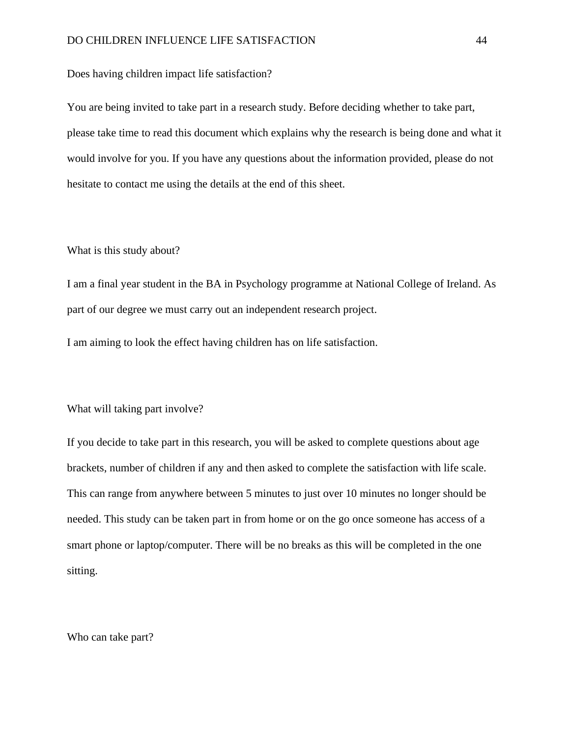Does having children impact life satisfaction?

You are being invited to take part in a research study. Before deciding whether to take part, please take time to read this document which explains why the research is being done and what it would involve for you. If you have any questions about the information provided, please do not hesitate to contact me using the details at the end of this sheet.

What is this study about?

I am a final year student in the BA in Psychology programme at National College of Ireland. As part of our degree we must carry out an independent research project.

I am aiming to look the effect having children has on life satisfaction.

What will taking part involve?

If you decide to take part in this research, you will be asked to complete questions about age brackets, number of children if any and then asked to complete the satisfaction with life scale. This can range from anywhere between 5 minutes to just over 10 minutes no longer should be needed. This study can be taken part in from home or on the go once someone has access of a smart phone or laptop/computer. There will be no breaks as this will be completed in the one sitting.

Who can take part?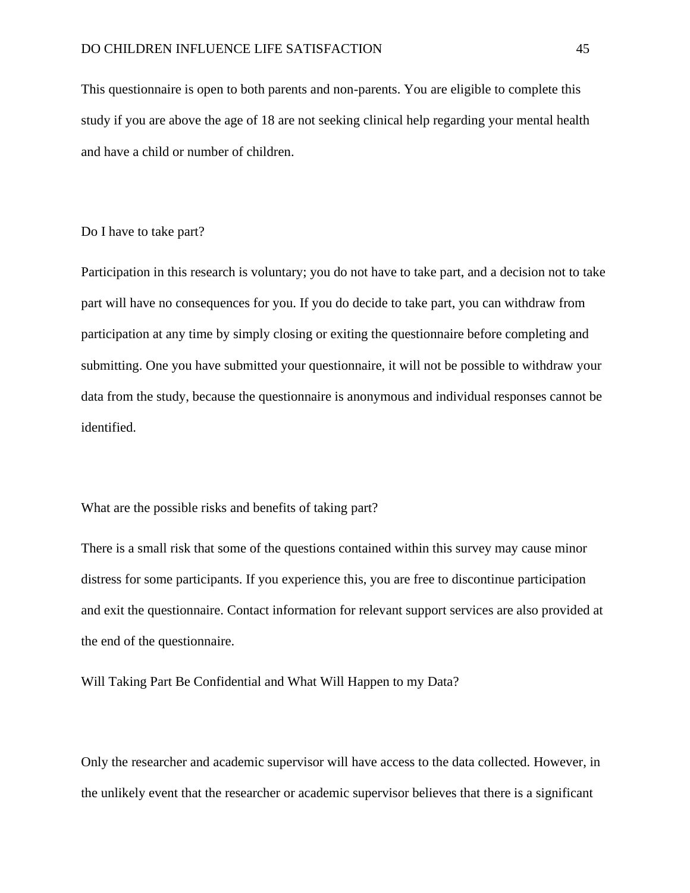This questionnaire is open to both parents and non-parents. You are eligible to complete this study if you are above the age of 18 are not seeking clinical help regarding your mental health and have a child or number of children.

Do I have to take part?

Participation in this research is voluntary; you do not have to take part, and a decision not to take part will have no consequences for you. If you do decide to take part, you can withdraw from participation at any time by simply closing or exiting the questionnaire before completing and submitting. One you have submitted your questionnaire, it will not be possible to withdraw your data from the study, because the questionnaire is anonymous and individual responses cannot be identified.

What are the possible risks and benefits of taking part?

There is a small risk that some of the questions contained within this survey may cause minor distress for some participants. If you experience this, you are free to discontinue participation and exit the questionnaire. Contact information for relevant support services are also provided at the end of the questionnaire.

Will Taking Part Be Confidential and What Will Happen to my Data?

Only the researcher and academic supervisor will have access to the data collected. However, in the unlikely event that the researcher or academic supervisor believes that there is a significant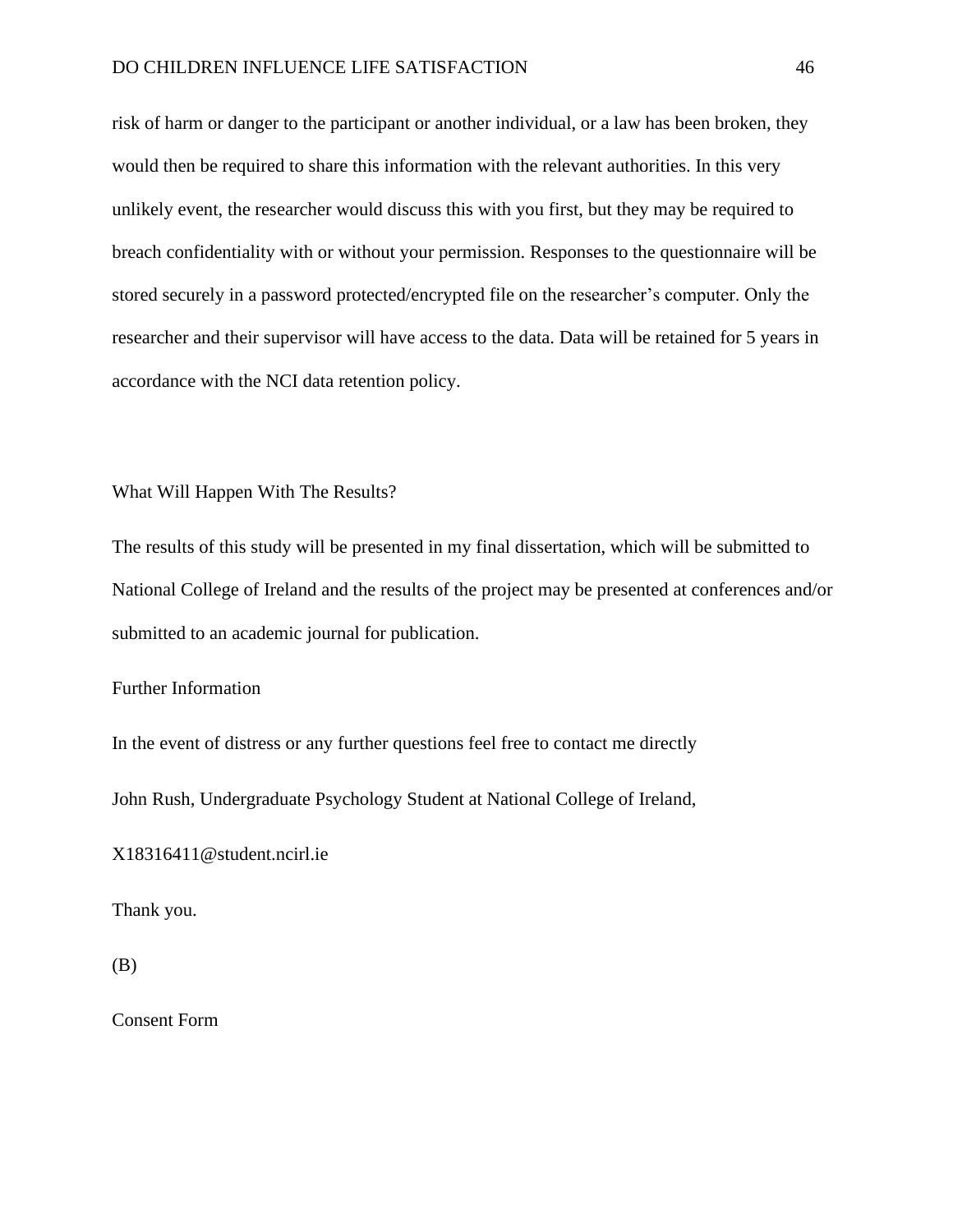risk of harm or danger to the participant or another individual, or a law has been broken, they would then be required to share this information with the relevant authorities. In this very unlikely event, the researcher would discuss this with you first, but they may be required to breach confidentiality with or without your permission. Responses to the questionnaire will be stored securely in a password protected/encrypted file on the researcher's computer. Only the researcher and their supervisor will have access to the data. Data will be retained for 5 years in accordance with the NCI data retention policy.

What Will Happen With The Results?

The results of this study will be presented in my final dissertation, which will be submitted to National College of Ireland and the results of the project may be presented at conferences and/or submitted to an academic journal for publication.

Further Information

In the event of distress or any further questions feel free to contact me directly

John Rush, Undergraduate Psychology Student at National College of Ireland,

X18316411@student.ncirl.ie

Thank you.

(B)

Consent Form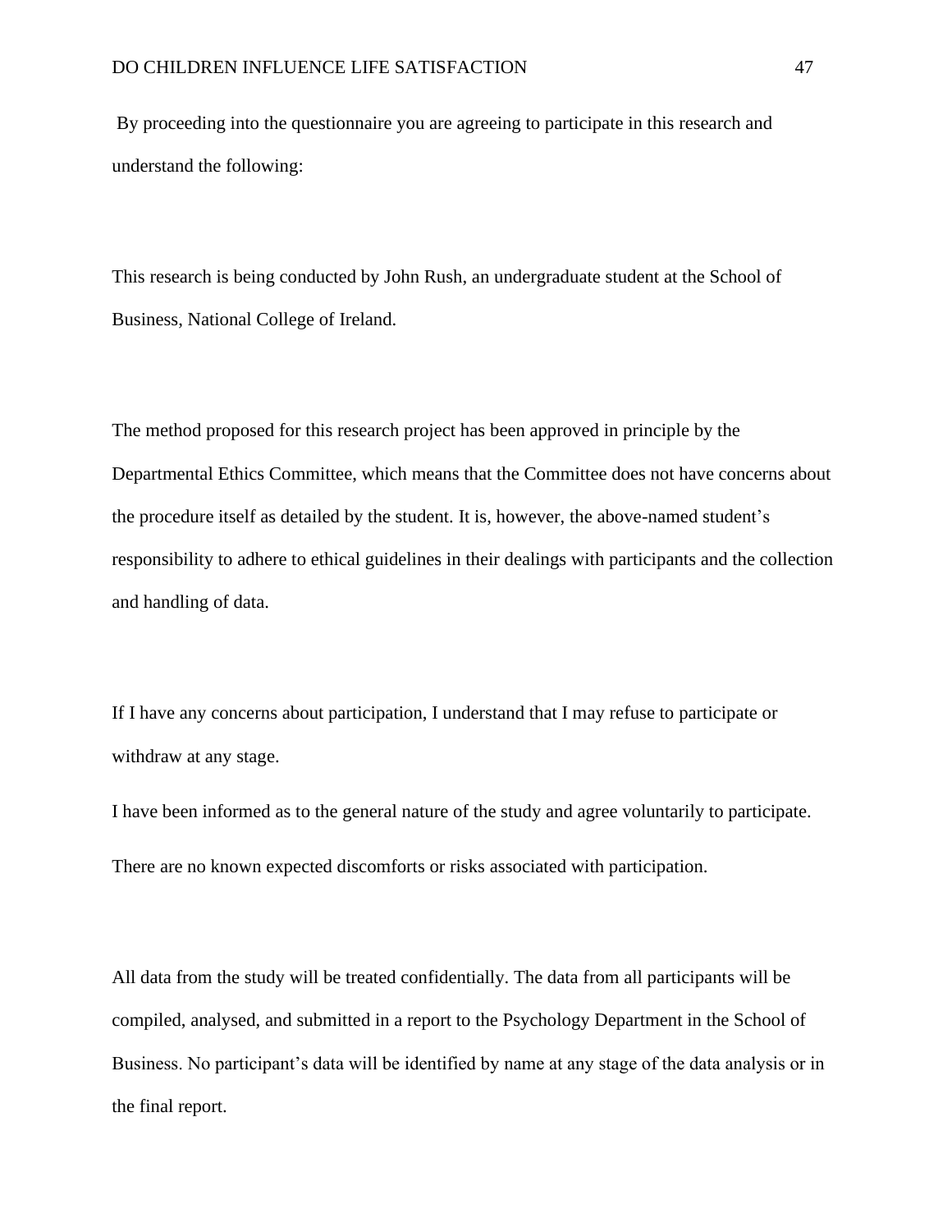By proceeding into the questionnaire you are agreeing to participate in this research and understand the following:

This research is being conducted by John Rush, an undergraduate student at the School of Business, National College of Ireland.

The method proposed for this research project has been approved in principle by the Departmental Ethics Committee, which means that the Committee does not have concerns about the procedure itself as detailed by the student. It is, however, the above-named student's responsibility to adhere to ethical guidelines in their dealings with participants and the collection and handling of data.

If I have any concerns about participation, I understand that I may refuse to participate or withdraw at any stage.

I have been informed as to the general nature of the study and agree voluntarily to participate.

There are no known expected discomforts or risks associated with participation.

All data from the study will be treated confidentially. The data from all participants will be compiled, analysed, and submitted in a report to the Psychology Department in the School of Business. No participant's data will be identified by name at any stage of the data analysis or in the final report.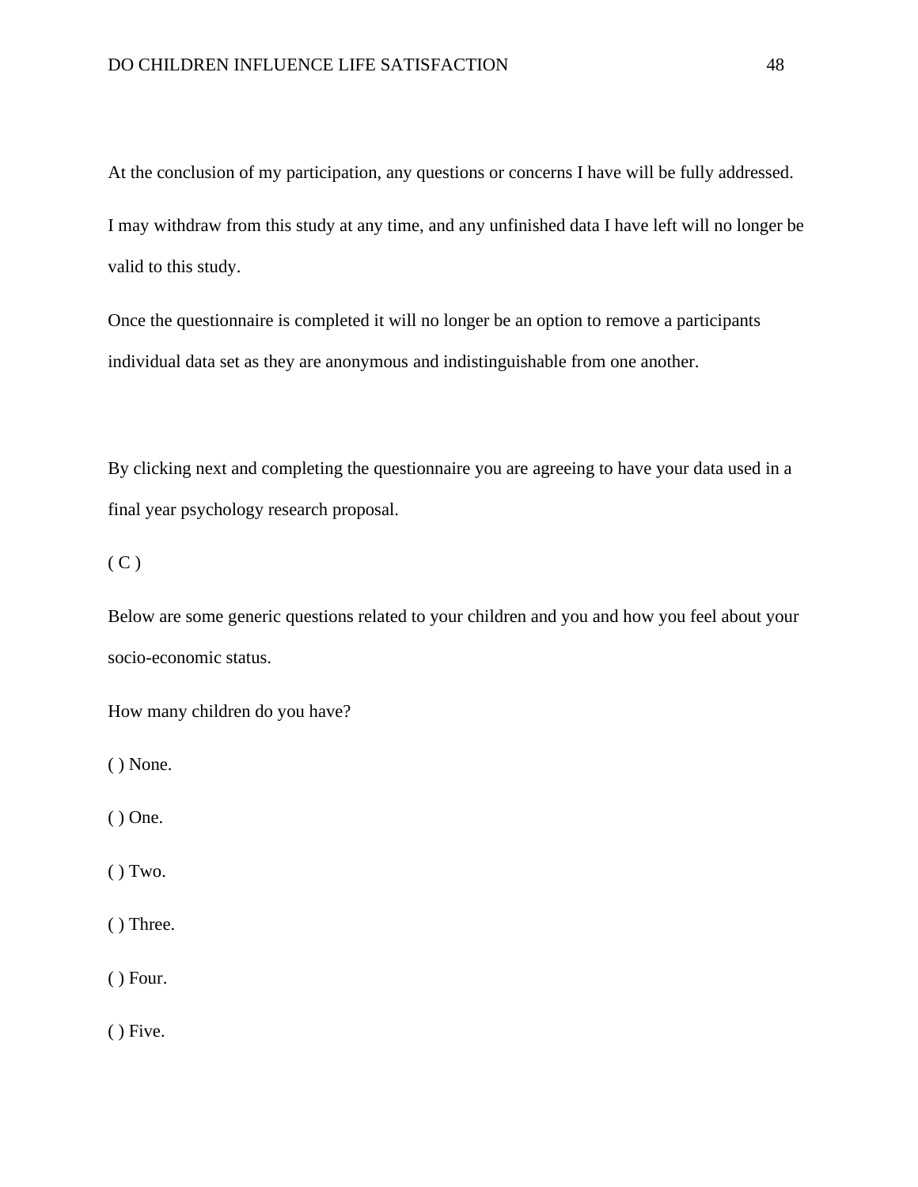At the conclusion of my participation, any questions or concerns I have will be fully addressed.

I may withdraw from this study at any time, and any unfinished data I have left will no longer be valid to this study.

Once the questionnaire is completed it will no longer be an option to remove a participants individual data set as they are anonymous and indistinguishable from one another.

By clicking next and completing the questionnaire you are agreeing to have your data used in a final year psychology research proposal.

( C )

Below are some generic questions related to your children and you and how you feel about your socio-economic status.

How many children do you have?

( ) None.

( ) One.

( ) Two.

( ) Three.

( ) Four.

( ) Five.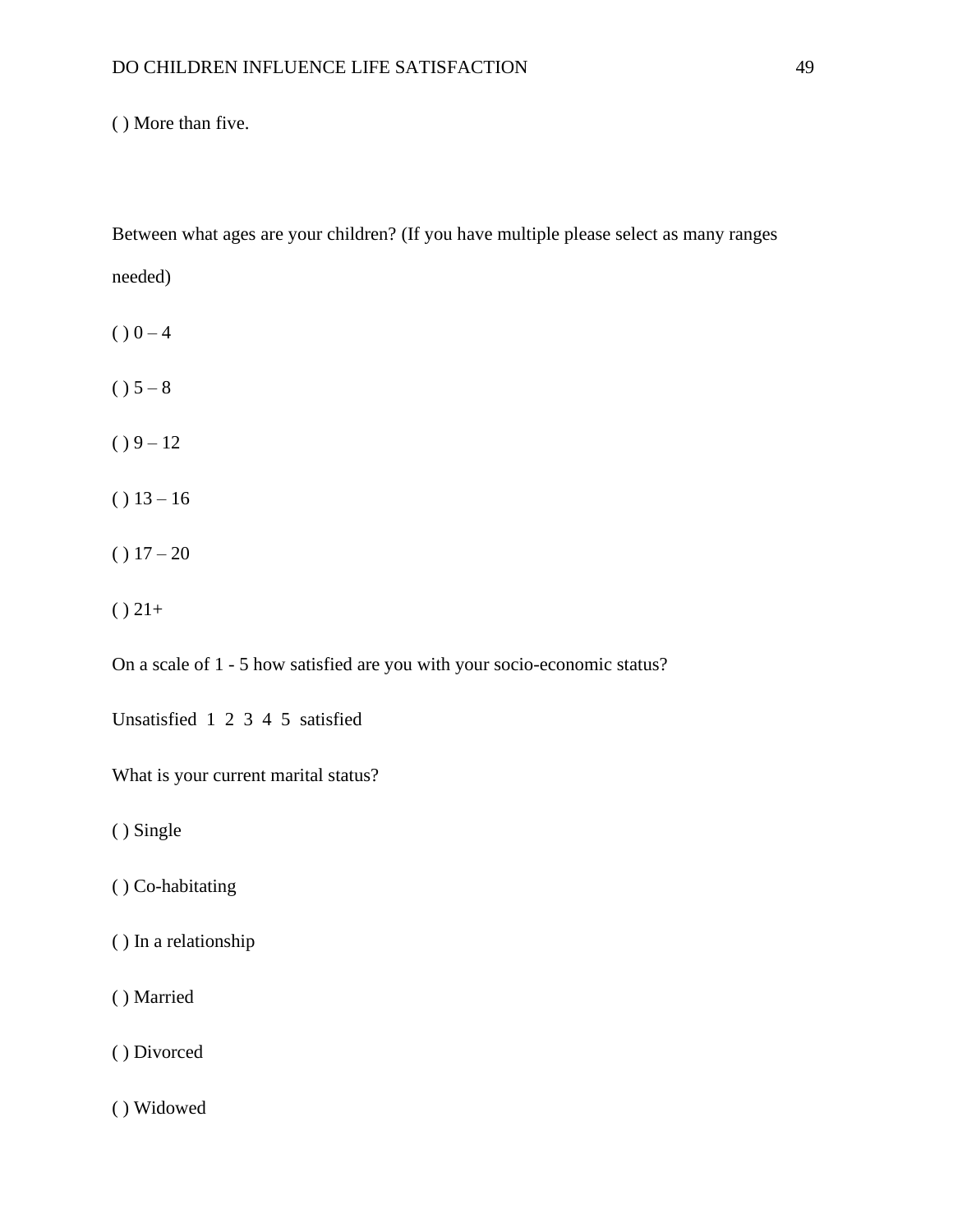( ) More than five.

Between what ages are your children? (If you have multiple please select as many ranges needed)

( ) 0 – 4

( ) 5 – 8

( ) 9 – 12

( ) 13 – 16

( ) 17 – 20

( ) 21+

On a scale of 1 - 5 how satisfied are you with your socio-economic status?

Unsatisfied 1 2 3 4 5 satisfied

What is your current marital status?

( ) Single

( ) Co-habitating

( ) In a relationship

( ) Married

( ) Divorced

( ) Widowed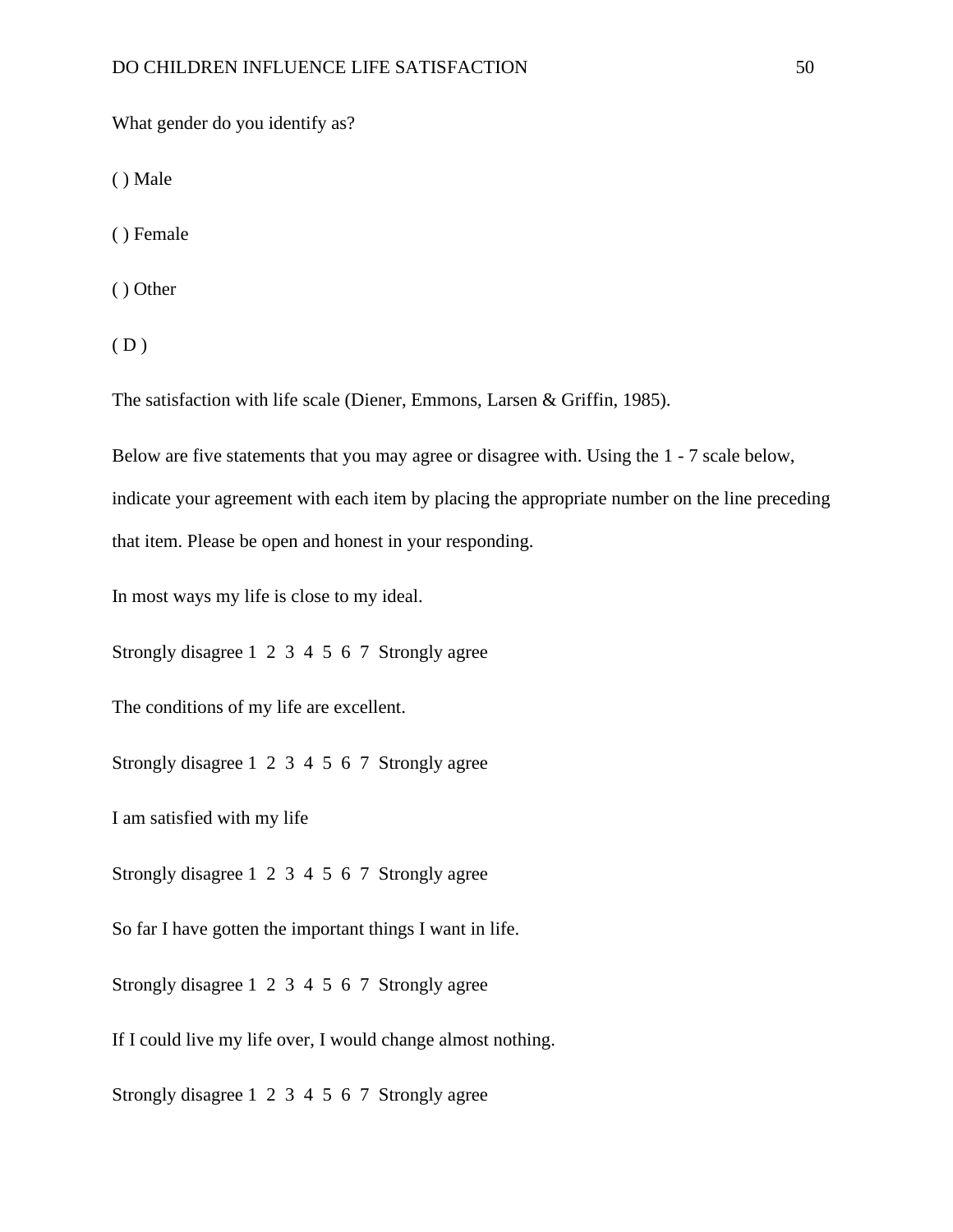What gender do you identify as?

( ) Male

( ) Female

( ) Other

( D )

The satisfaction with life scale (Diener, Emmons, Larsen & Griffin, 1985).

Below are five statements that you may agree or disagree with. Using the 1 - 7 scale below, indicate your agreement with each item by placing the appropriate number on the line preceding that item. Please be open and honest in your responding.

In most ways my life is close to my ideal.

Strongly disagree 1 2 3 4 5 6 7 Strongly agree

The conditions of my life are excellent.

Strongly disagree 1 2 3 4 5 6 7 Strongly agree

I am satisfied with my life

Strongly disagree 1 2 3 4 5 6 7 Strongly agree

So far I have gotten the important things I want in life.

Strongly disagree 1 2 3 4 5 6 7 Strongly agree

If I could live my life over, I would change almost nothing.

Strongly disagree 1 2 3 4 5 6 7 Strongly agree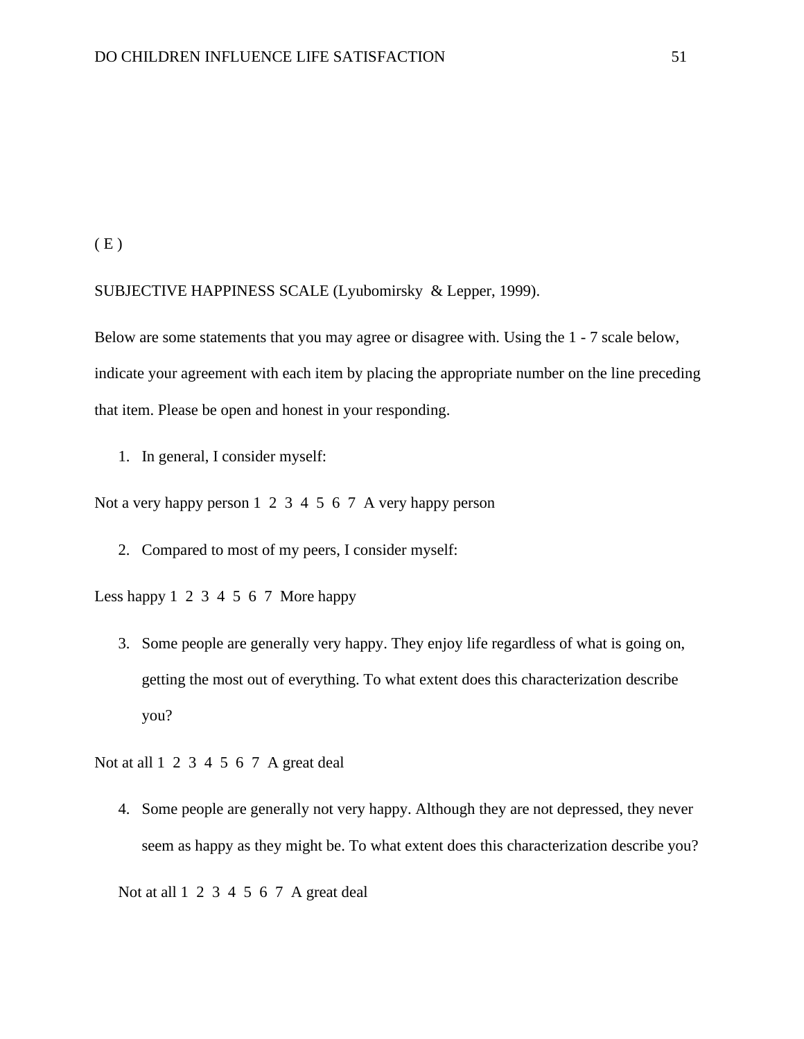( E )

SUBJECTIVE HAPPINESS SCALE (Lyubomirsky & Lepper, 1999).

Below are some statements that you may agree or disagree with. Using the 1 - 7 scale below, indicate your agreement with each item by placing the appropriate number on the line preceding that item. Please be open and honest in your responding.

1. In general, I consider myself:

Not a very happy person 1 2 3 4 5 6 7 A very happy person

2. Compared to most of my peers, I consider myself:

Less happy 1 2 3 4 5 6 7 More happy

3. Some people are generally very happy. They enjoy life regardless of what is going on, getting the most out of everything. To what extent does this characterization describe you?

Not at all 1 2 3 4 5 6 7 A great deal

4. Some people are generally not very happy. Although they are not depressed, they never seem as happy as they might be. To what extent does this characterization describe you?

Not at all 1 2 3 4 5 6 7 A great deal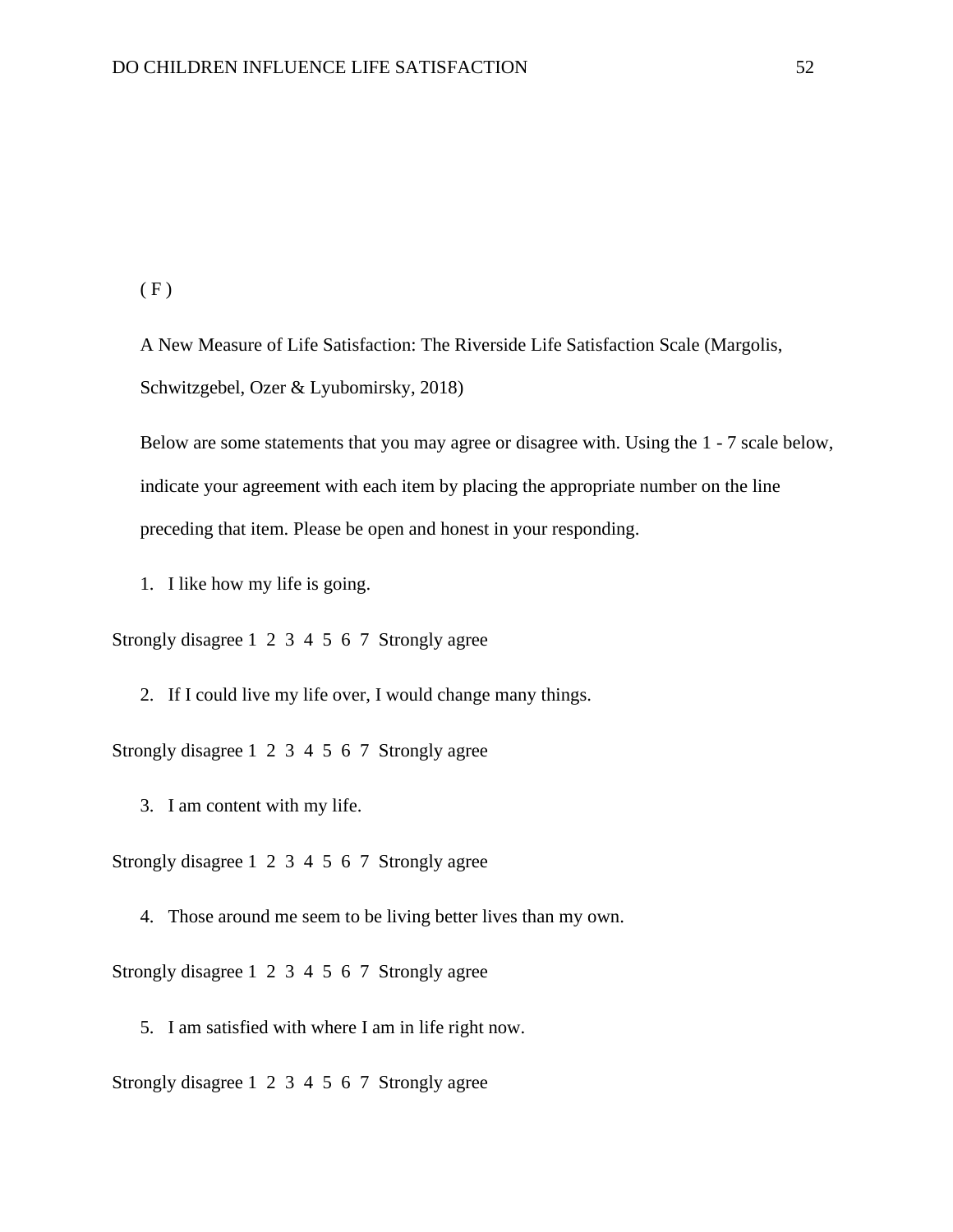( F )

A New Measure of Life Satisfaction: The Riverside Life Satisfaction Scale (Margolis, Schwitzgebel, Ozer & Lyubomirsky, 2018)

Below are some statements that you may agree or disagree with. Using the 1 - 7 scale below, indicate your agreement with each item by placing the appropriate number on the line preceding that item. Please be open and honest in your responding.

1. I like how my life is going.

Strongly disagree 1 2 3 4 5 6 7 Strongly agree

2. If I could live my life over, I would change many things.

Strongly disagree 1 2 3 4 5 6 7 Strongly agree

3. I am content with my life.

Strongly disagree 1 2 3 4 5 6 7 Strongly agree

4. Those around me seem to be living better lives than my own.

Strongly disagree 1 2 3 4 5 6 7 Strongly agree

5. I am satisfied with where I am in life right now.

Strongly disagree 1 2 3 4 5 6 7 Strongly agree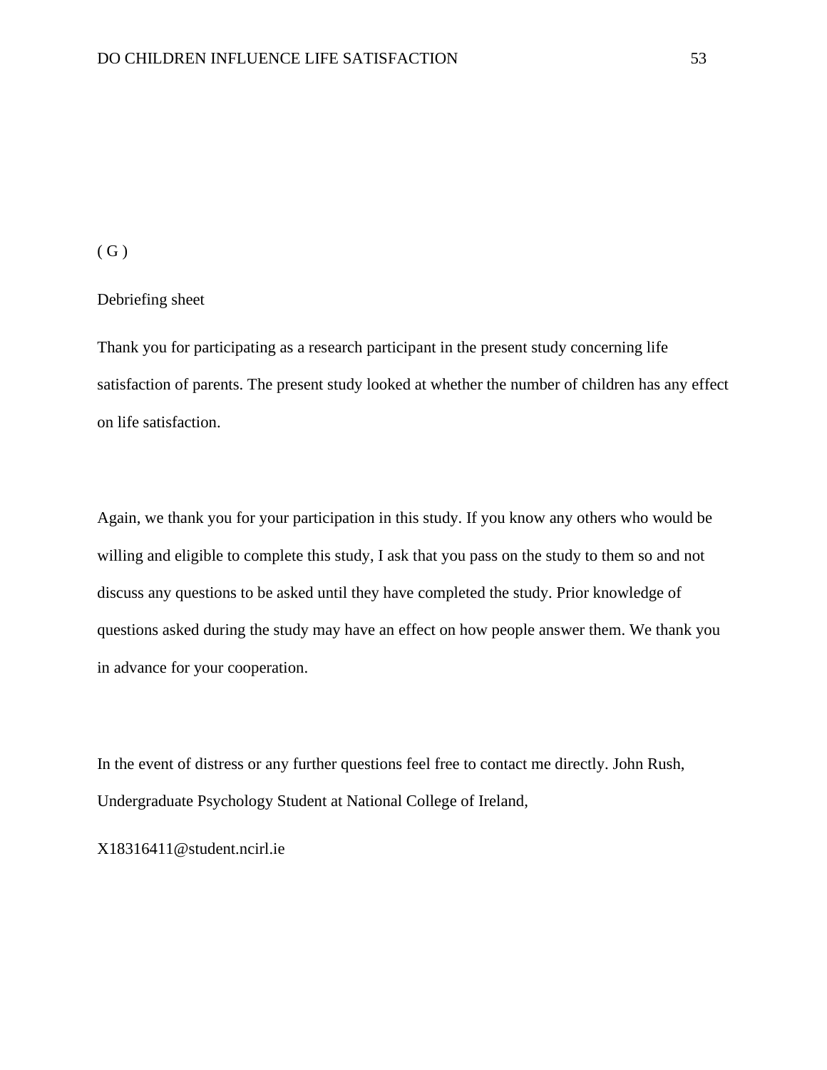( G )

Debriefing sheet

Thank you for participating as a research participant in the present study concerning life satisfaction of parents. The present study looked at whether the number of children has any effect on life satisfaction.

Again, we thank you for your participation in this study. If you know any others who would be willing and eligible to complete this study, I ask that you pass on the study to them so and not discuss any questions to be asked until they have completed the study. Prior knowledge of questions asked during the study may have an effect on how people answer them. We thank you in advance for your cooperation.

In the event of distress or any further questions feel free to contact me directly. John Rush, Undergraduate Psychology Student at National College of Ireland,

X18316411@student.ncirl.ie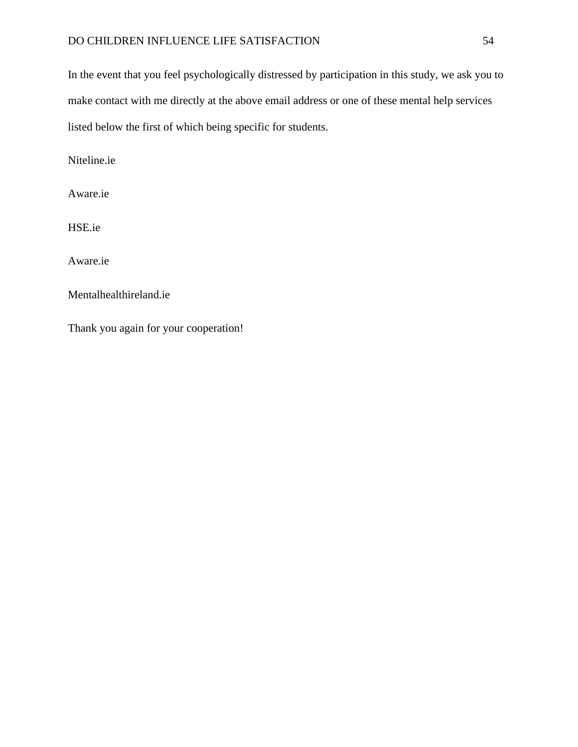In the event that you feel psychologically distressed by participation in this study, we ask you to make contact with me directly at the above email address or one of these mental help services listed below the first of which being specific for students.

Niteline.ie

Aware.ie

HSE.ie

Aware.ie

Mentalhealthireland.ie

Thank you again for your cooperation!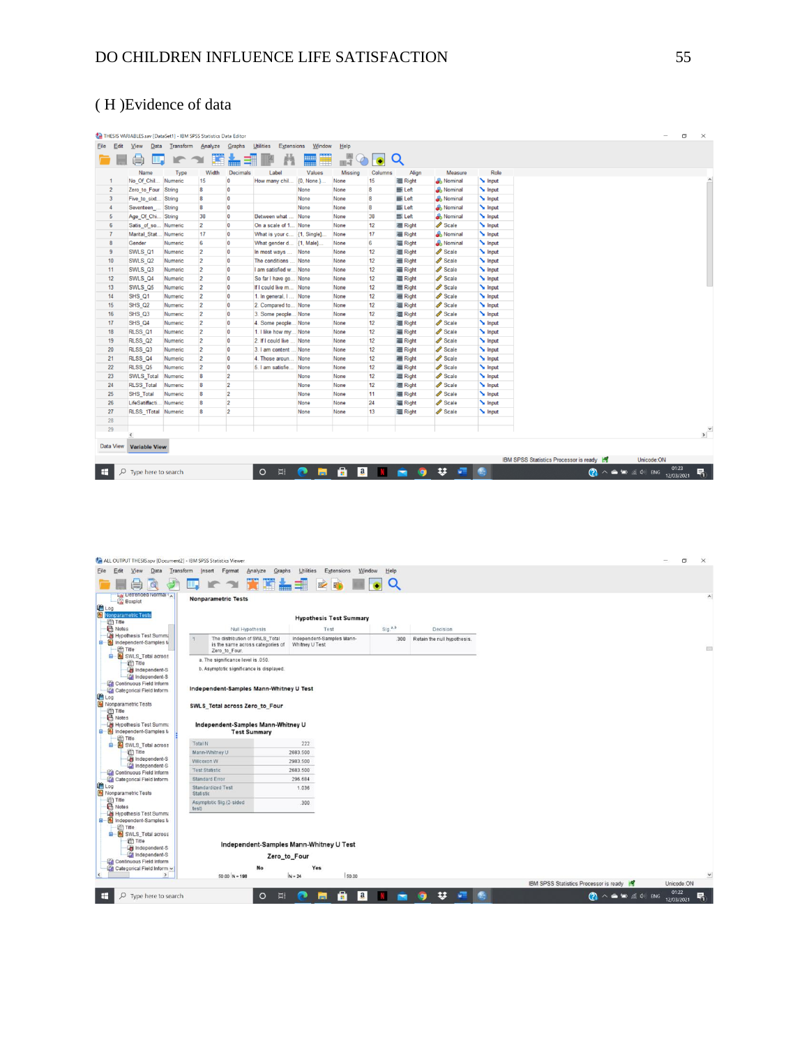## ( H )Evidence of data

THESIS VARIABLES.sav [DataSet1] - IBM SPSS Statistics Data Editor

| | Name | Type | Width | Decimals | Label | Values | Missing | Columns | Align | Measure | Role |
|---|---|---|---|---|---|---|---|---|---|---|---|
| 1 | No_Of_Chil... | Numeric | 15 | 0 | How many chil... | {0, None}... | None | 15 | Right | Nominal | Input |
| 2 | Zero_to_Four | String | 8 | 0 | | None | None | 8 | Left | Nominal | Input |
| 3 | Five_to_sixt... | String | 8 | 0 | | None | None | 8 | Left | Nominal | Input |
| 4 | Seventeen_... | String | 8 | 0 | | None | None | 8 | Left | Nominal | Input |
| 5 | Age_Of_Chi... | String | 38 | 0 | Between what ... | None | None | 38 | Left | Nominal | Input |
| 6 | Satis_of_so... | Numeric | 2 | 0 | On a scale of 1... | None | None | 12 | Right | Scale | Input |
| 7 | Marital_Stat... | Numeric | 17 | 0 | What is your c... | {1, Single}... | None | 17 | Right | Nominal | Input |
| 8 | Gender | Numeric | 6 | 0 | What gender d... | {1, Male}... | None | 6 | Right | Nominal | Input |
| 9 | SWLS_Q1 | Numeric | 2 | 0 | In most ways ... | None | None | 12 | Right | Scale | Input |
| 10 | SWLS_Q2 | Numeric | 2 | 0 | The conditions ... | None | None | 12 | Right | Scale | Input |
| 11 | SWLS_Q3 | Numeric | 2 | 0 | I am satisfied w... | None | None | 12 | Right | Scale | Input |
| 12 | SWLS_Q4 | Numeric | 2 | 0 | So far I have go... | None | None | 12 | Right | Scale | Input |
| 13 | SWLS_Q5 | Numeric | 2 | 0 | If I could live m... | None | None | 12 | Right | Scale | Input |
| 14 | SHS_Q1 | Numeric | 2 | 0 | 1. In general, I ... | None | None | 12 | Right | Scale | Input |
| 15 | SHS_Q2 | Numeric | 2 | 0 | 2. Compared to... | None | None | 12 | Right | Scale | Input |
| 16 | SHS_Q3 | Numeric | 2 | 0 | 3. Some people... | None | None | 12 | Right | Scale | Input |
| 17 | SHS_Q4 | Numeric | 2 | 0 | 4. Some people... | None | None | 12 | Right | Scale | Input |
| 18 | RLSS_Q1 | Numeric | 2 | 0 | 1. I like how my ... | None | None | 12 | Right | Scale | Input |
| 19 | RLSS_Q2 | Numeric | 2 | 0 | 2. If I could live ... | None | None | 12 | Right | Scale | Input |
| 20 | RLSS_Q3 | Numeric | 2 | 0 | 3. I am content ... | None | None | 12 | Right | Scale | Input |
| 21 | RLSS_Q4 | Numeric | 2 | 0 | 4. Those aroun... | None | None | 12 | Right | Scale | Input |
| 22 | RLSS_Q5 | Numeric | 2 | 0 | 5. I am satisfie... | None | None | 12 | Right | Scale | Input |
| 23 | SWLS_Total | Numeric | 8 | 2 | | None | None | 12 | Right | Scale | Input |
| 24 | RLSS_Total | Numeric | 8 | 2 | | None | None | 12 | Right | Scale | Input |
| 25 | SHS_Total | Numeric | 8 | 2 | | None | None | 11 | Right | Scale | Input |
| 26 | LifeSatifacti... | Numeric | 8 | 2 | | None | None | 24 | Right | Scale | Input |
| 27 | RLSS_1Total | Numeric | 8 | 2 | | None | None | 13 | Right | Scale | Input |

ALL OUTPUT THESIS.spv [Document2] - IBM SPSS Statistics Viewer

**Nonparametric Tests**

**Hypothesis Test Summary**

| | Null Hypothesis | Test | Sig.[a,b] | Decision |
|---|---|---|---|---|
| 1 | The distribution of SWLS_Total is the same across categories of Zero_to_Four. | Independent-Samples Mann-Whitney U Test | .300 | Retain the null hypothesis. |

a. The significance level is .050.

b. Asymptotic significance is displayed.

**Independent-Samples Mann-Whitney U Test**

**SWLS_Total across Zero_to_Four**

**Independent-Samples Mann-Whitney U Test Summary**

| | |
|---|---|
| Total N | 222 |
| Mann-Whitney U | 2683.500 |
| Wilcoxon W | 2983.500 |
| Test Statistic | 2683.500 |
| Standard Error | 296.684 |
| Standardized Test Statistic | 1.036 |
| Asymptotic Sig.(2-sided test) | .300 |

**Independent-Samples Mann-Whitney U Test**

Zero_to_Four

No: N = 198 | Yes: N = 24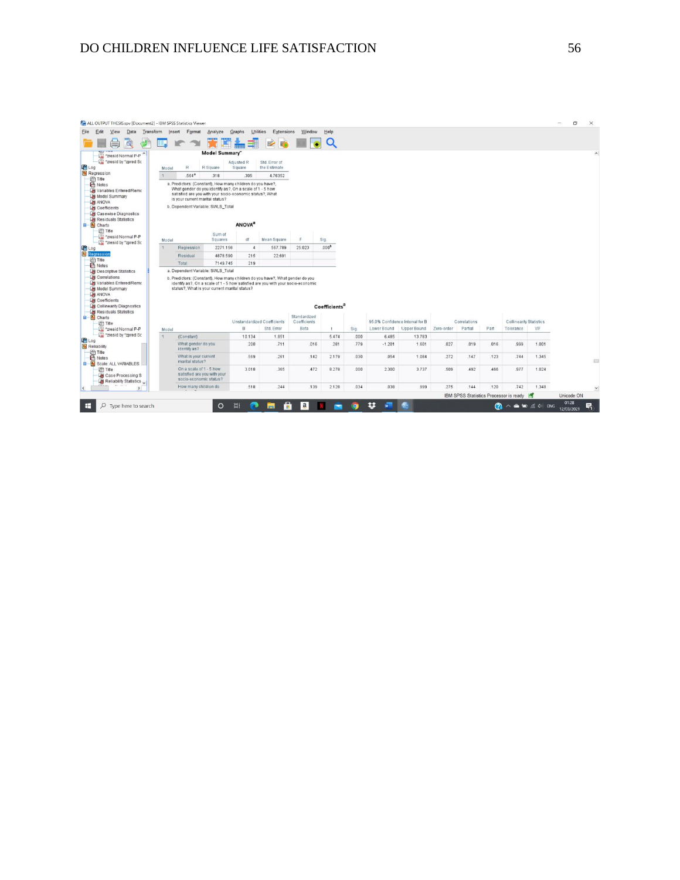**Model Summary**[b]

| Model | R | R Square | Adjusted R Square | Std. Error of the Estimate |
|---|---|---|---|---|
| 1 | .564[a] | .318 | .305 | 4.76352 |

a. Predictors: (Constant), How many children do you have?, What gender do you identify as?, On a scale of 1 - 5 how satisfied are you with your socio-economic status?, What is your current marital status?

b. Dependent Variable: SWLS_Total

**ANOVA**[a]

| Model | | Sum of Squares | df | Mean Square | F | Sig. |
|---|---|---|---|---|---|---|
| 1 | Regression | 2271.156 | 4 | 567.789 | 25.023 | .000[b] |
| | Residual | 4878.590 | 215 | 22.691 | | |
| | Total | 7149.745 | 219 | | | |

a. Dependent Variable: SWLS_Total

b. Predictors: (Constant), How many children do you have?, What gender do you identify as?, On a scale of 1 - 5 how satisfied are you with your socio-economic status?, What is your current marital status?

**Coefficients**[a]

| Model | | Unstandardized Coefficients | | Standardized Coefficients | t | Sig. | 95.0% Confidence Interval for B | | Correlations | | | Collinearity Statistics | |
|---|---|---|---|---|---|---|---|---|---|---|---|---|---|
| | | B | Std. Error | Beta | | | Lower Bound | Upper Bound | Zero-order | Partial | Part | Tolerance | VIF |
| 1 | (Constant) | 10.134 | 1.851 | | 5.474 | .000 | 6.485 | 13.783 | | | | | |
| | What gender do you identify as? | .200 | .711 | .016 | .281 | .779 | -1.201 | 1.601 | .027 | .019 | .016 | .999 | 1.001 |
| | What is your current marital status? | .569 | .261 | .142 | 2.179 | .030 | .054 | 1.084 | .272 | .147 | .123 | .744 | 1.345 |
| | On a scale of 1 - 5 how satisfied are you with your socio-economic status? | 3.018 | .365 | .472 | 8.278 | .000 | 2.300 | 3.737 | .509 | .492 | .466 | .977 | 1.024 |
| | How many children do | .518 | .244 | .139 | 2.128 | .034 | .038 | .999 | .275 | .144 | .120 | .742 | 1.348 |